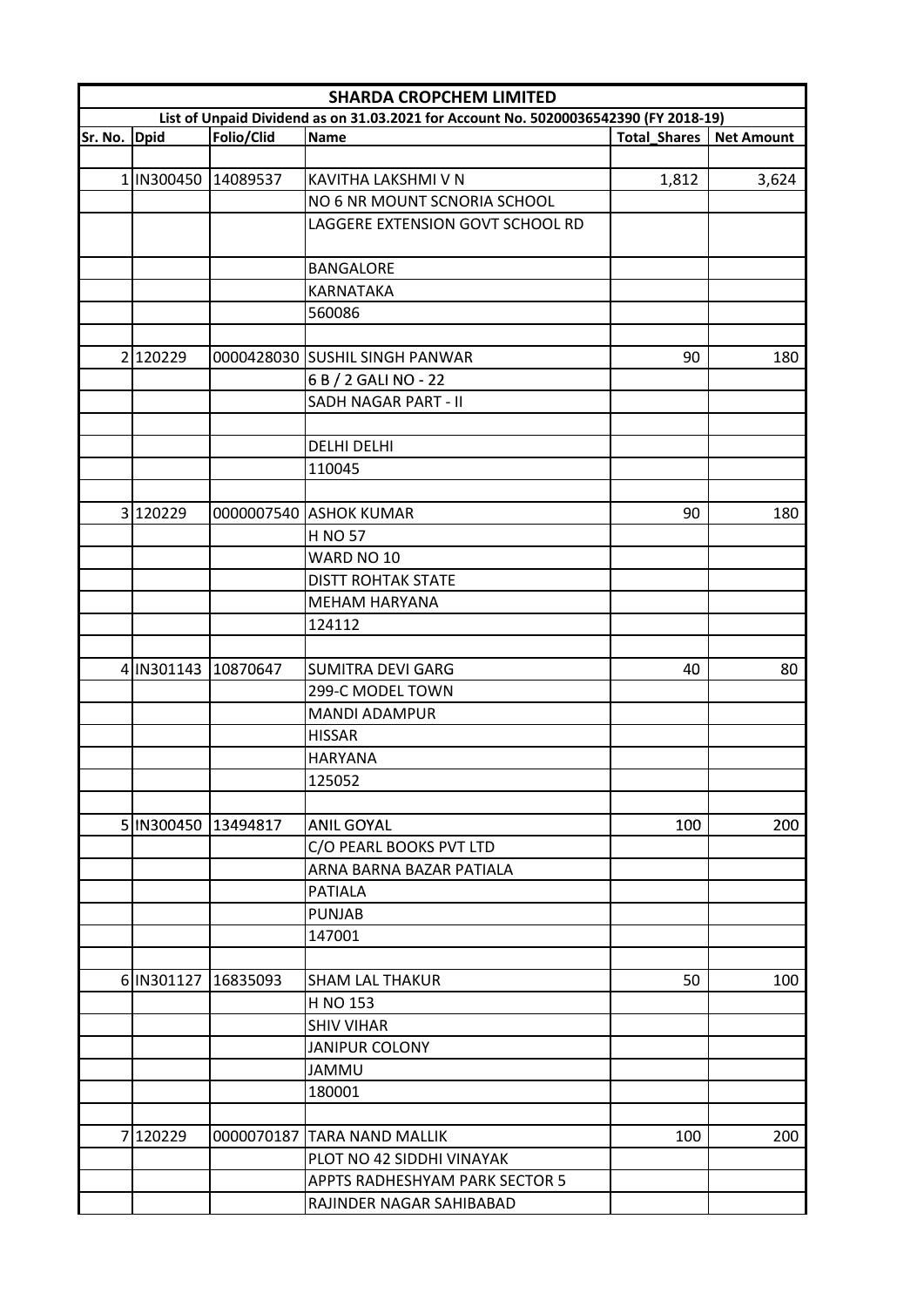# SHARDA CROPCHEM LIMITED

## List of Unpaid Dividend as on 31.03.2021 for Account No. 50200036542390 (FY 2018-19)

| Sr. No. | Dpid | Folio/Clid | Name | Total_Shares | Net Amount |
|---|---|---|---|---|---|
| 1 | IN300450 | 14089537 | KAVITHA LAKSHMI V N | 1,812 | 3,624 |
| | | | NO 6 NR MOUNT SCNORIA SCHOOL | | |
| | | | LAGGERE EXTENSION GOVT SCHOOL RD | | |
| | | | BANGALORE | | |
| | | | KARNATAKA | | |
| | | | 560086 | | |
| 2 | 120229 | 0000428030 | SUSHIL SINGH PANWAR | 90 | 180 |
| | | | 6 B / 2 GALI NO - 22 | | |
| | | | SADH NAGAR PART - II | | |
| | | | | | |
| | | | DELHI DELHI | | |
| | | | 110045 | | |
| 3 | 120229 | 0000007540 | ASHOK KUMAR | 90 | 180 |
| | | | H NO 57 | | |
| | | | WARD NO 10 | | |
| | | | DISTT ROHTAK STATE | | |
| | | | MEHAM HARYANA | | |
| | | | 124112 | | |
| 4 | IN301143 | 10870647 | SUMITRA DEVI GARG | 40 | 80 |
| | | | 299-C MODEL TOWN | | |
| | | | MANDI ADAMPUR | | |
| | | | HISSAR | | |
| | | | HARYANA | | |
| | | | 125052 | | |
| 5 | IN300450 | 13494817 | ANIL GOYAL | 100 | 200 |
| | | | C/O PEARL BOOKS PVT LTD | | |
| | | | ARNA BARNA BAZAR PATIALA | | |
| | | | PATIALA | | |
| | | | PUNJAB | | |
| | | | 147001 | | |
| 6 | IN301127 | 16835093 | SHAM LAL THAKUR | 50 | 100 |
| | | | H NO 153 | | |
| | | | SHIV VIHAR | | |
| | | | JANIPUR COLONY | | |
| | | | JAMMU | | |
| | | | 180001 | | |
| 7 | 120229 | 0000070187 | TARA NAND MALLIK | 100 | 200 |
| | | | PLOT NO 42 SIDDHI VINAYAK | | |
| | | | APPTS RADHESHYAM PARK SECTOR 5 | | |
| | | | RAJINDER NAGAR SAHIBABAD | | |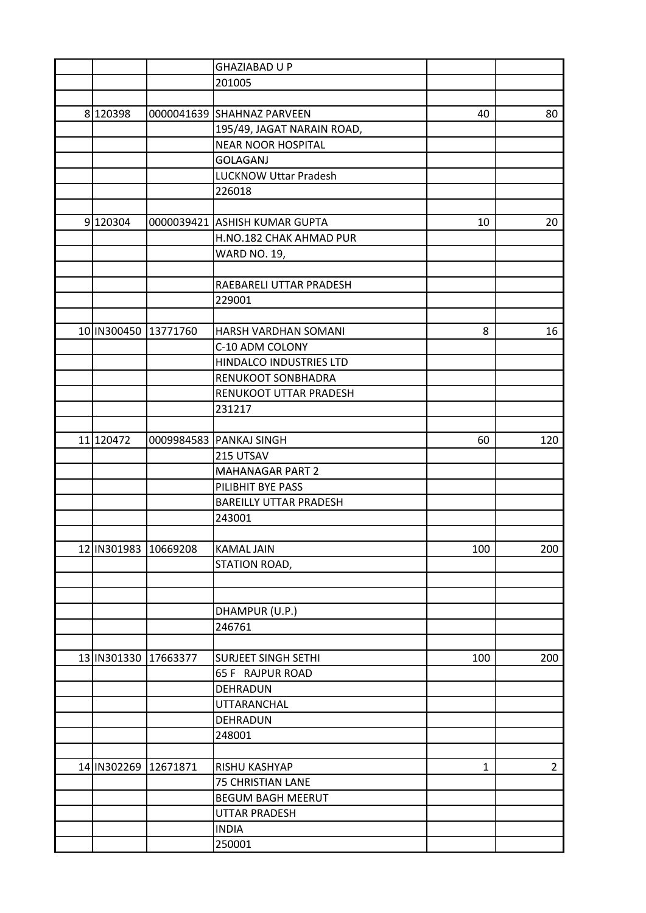| | | | | | |
|---|---|---|---|---|---|
| | | | GHAZIABAD U P | | |
| | | | 201005 | | |
| | | | | | |
| 8 | 120398 | 0000041639 | SHAHNAZ PARVEEN | 40 | 80 |
| | | | 195/49, JAGAT NARAIN ROAD, | | |
| | | | NEAR NOOR HOSPITAL | | |
| | | | GOLAGANJ | | |
| | | | LUCKNOW Uttar Pradesh | | |
| | | | 226018 | | |
| | | | | | |
| 9 | 120304 | 0000039421 | ASHISH KUMAR GUPTA | 10 | 20 |
| | | | H.NO.182 CHAK AHMAD PUR | | |
| | | | WARD NO. 19, | | |
| | | | | | |
| | | | RAEBARELI UTTAR PRADESH | | |
| | | | 229001 | | |
| | | | | | |
| 10 | IN300450 | 13771760 | HARSH VARDHAN SOMANI | 8 | 16 |
| | | | C-10 ADM COLONY | | |
| | | | HINDALCO INDUSTRIES LTD | | |
| | | | RENUKOOT SONBHADRA | | |
| | | | RENUKOOT UTTAR PRADESH | | |
| | | | 231217 | | |
| | | | | | |
| 11 | 120472 | 0009984583 | PANKAJ SINGH | 60 | 120 |
| | | | 215 UTSAV | | |
| | | | MAHANAGAR PART 2 | | |
| | | | PILIBHIT BYE PASS | | |
| | | | BAREILLY UTTAR PRADESH | | |
| | | | 243001 | | |
| | | | | | |
| 12 | IN301983 | 10669208 | KAMAL JAIN | 100 | 200 |
| | | | STATION ROAD, | | |
| | | | | | |
| | | | | | |
| | | | DHAMPUR (U.P.) | | |
| | | | 246761 | | |
| | | | | | |
| 13 | IN301330 | 17663377 | SURJEET SINGH SETHI | 100 | 200 |
| | | | 65 F RAJPUR ROAD | | |
| | | | DEHRADUN | | |
| | | | UTTARANCHAL | | |
| | | | DEHRADUN | | |
| | | | 248001 | | |
| | | | | | |
| 14 | IN302269 | 12671871 | RISHU KASHYAP | 1 | 2 |
| | | | 75 CHRISTIAN LANE | | |
| | | | BEGUM BAGH MEERUT | | |
| | | | UTTAR PRADESH | | |
| | | | INDIA | | |
| | | | 250001 | | |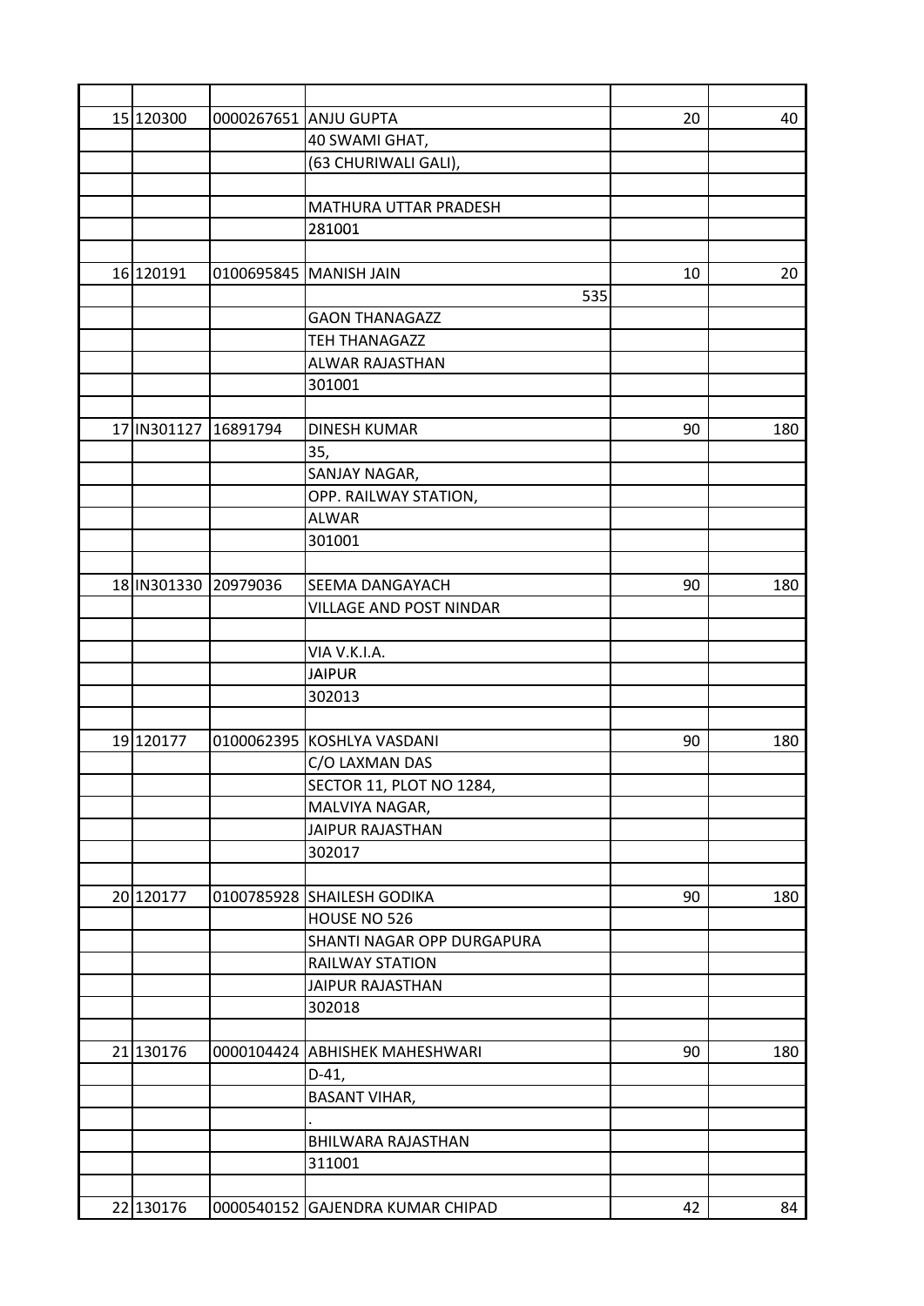| | | | | | |
|---|---|---|---|---|---|
| | | | | | |
| 15 | 120300 | 0000267651 | ANJU GUPTA | 20 | 40 |
| | | | 40 SWAMI GHAT, | | |
| | | | (63 CHURIWALI GALI), | | |
| | | | | | |
| | | | MATHURA UTTAR PRADESH | | |
| | | | 281001 | | |
| | | | | | |
| 16 | 120191 | 0100695845 | MANISH JAIN | 10 | 20 |
| | | | 535 | | |
| | | | GAON THANAGAZZ | | |
| | | | TEH THANAGAZZ | | |
| | | | ALWAR RAJASTHAN | | |
| | | | 301001 | | |
| | | | | | |
| 17 | IN301127 | 16891794 | DINESH KUMAR | 90 | 180 |
| | | | 35, | | |
| | | | SANJAY NAGAR, | | |
| | | | OPP. RAILWAY STATION, | | |
| | | | ALWAR | | |
| | | | 301001 | | |
| | | | | | |
| 18 | IN301330 | 20979036 | SEEMA DANGAYACH | 90 | 180 |
| | | | VILLAGE AND POST NINDAR | | |
| | | | | | |
| | | | VIA V.K.I.A. | | |
| | | | JAIPUR | | |
| | | | 302013 | | |
| | | | | | |
| 19 | 120177 | 0100062395 | KOSHLYA VASDANI | 90 | 180 |
| | | | C/O LAXMAN DAS | | |
| | | | SECTOR 11, PLOT NO 1284, | | |
| | | | MALVIYA NAGAR, | | |
| | | | JAIPUR RAJASTHAN | | |
| | | | 302017 | | |
| | | | | | |
| 20 | 120177 | 0100785928 | SHAILESH GODIKA | 90 | 180 |
| | | | HOUSE NO 526 | | |
| | | | SHANTI NAGAR OPP DURGAPURA | | |
| | | | RAILWAY STATION | | |
| | | | JAIPUR RAJASTHAN | | |
| | | | 302018 | | |
| | | | | | |
| 21 | 130176 | 0000104424 | ABHISHEK MAHESHWARI | 90 | 180 |
| | | | D-41, | | |
| | | | BASANT VIHAR, | | |
| | | | . | | |
| | | | BHILWARA RAJASTHAN | | |
| | | | 311001 | | |
| | | | | | |
| 22 | 130176 | 0000540152 | GAJENDRA KUMAR CHIPAD | 42 | 84 |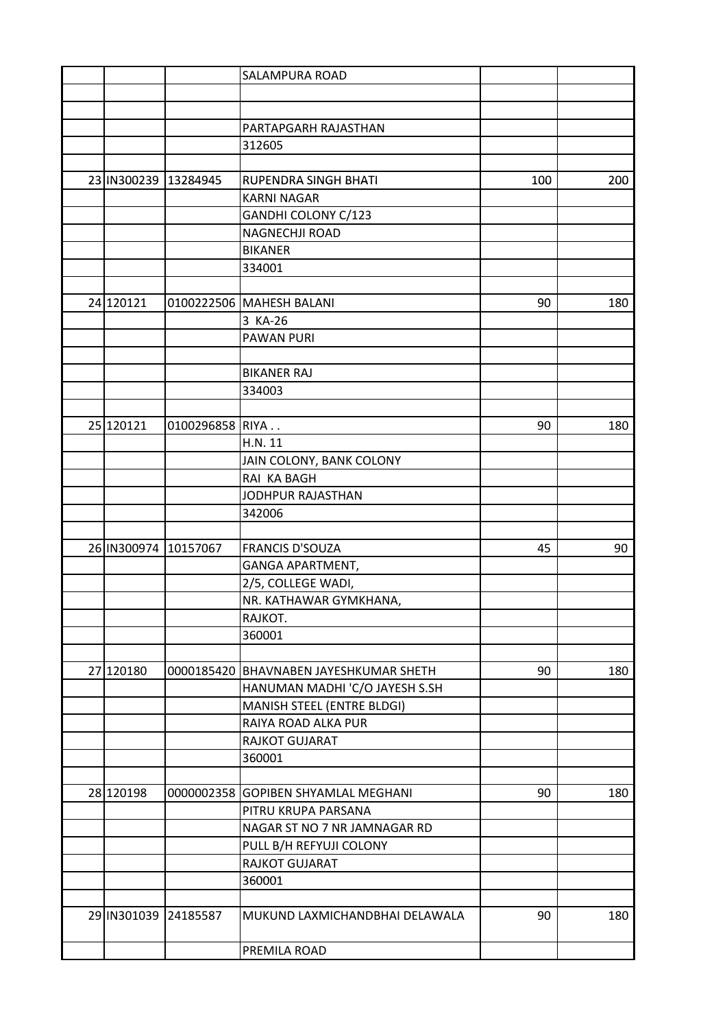| | | | | | |
|---|---|---|---|---|---|
| | | | SALAMPURA ROAD | | |
| | | | | | |
| | | | | | |
| | | | PARTAPGARH RAJASTHAN | | |
| | | | 312605 | | |
| | | | | | |
| 23 | IN300239 | 13284945 | RUPENDRA SINGH BHATI | 100 | 200 |
| | | | KARNI NAGAR | | |
| | | | GANDHI COLONY C/123 | | |
| | | | NAGNECHJI ROAD | | |
| | | | BIKANER | | |
| | | | 334001 | | |
| | | | | | |
| 24 | 120121 | 0100222506 | MAHESH BALANI | 90 | 180 |
| | | | 3 KA-26 | | |
| | | | PAWAN PURI | | |
| | | | | | |
| | | | BIKANER RAJ | | |
| | | | 334003 | | |
| | | | | | |
| 25 | 120121 | 0100296858 | RIYA . . | 90 | 180 |
| | | | H.N. 11 | | |
| | | | JAIN COLONY, BANK COLONY | | |
| | | | RAI KA BAGH | | |
| | | | JODHPUR RAJASTHAN | | |
| | | | 342006 | | |
| | | | | | |
| 26 | IN300974 | 10157067 | FRANCIS D'SOUZA | 45 | 90 |
| | | | GANGA APARTMENT, | | |
| | | | 2/5, COLLEGE WADI, | | |
| | | | NR. KATHAWAR GYMKHANA, | | |
| | | | RAJKOT. | | |
| | | | 360001 | | |
| | | | | | |
| 27 | 120180 | 0000185420 | BHAVNABEN JAYESHKUMAR SHETH | 90 | 180 |
| | | | HANUMAN MADHI 'C/O JAYESH S.SH | | |
| | | | MANISH STEEL (ENTRE BLDGI) | | |
| | | | RAIYA ROAD ALKA PUR | | |
| | | | RAJKOT GUJARAT | | |
| | | | 360001 | | |
| | | | | | |
| 28 | 120198 | 0000002358 | GOPIBEN SHYAMLAL MEGHANI | 90 | 180 |
| | | | PITRU KRUPA PARSANA | | |
| | | | NAGAR ST NO 7 NR JAMNAGAR RD | | |
| | | | PULL B/H REFYUJI COLONY | | |
| | | | RAJKOT GUJARAT | | |
| | | | 360001 | | |
| | | | | | |
| 29 | IN301039 | 24185587 | MUKUND LAXMICHANDBHAI DELAWALA | 90 | 180 |
| | | | PREMILA ROAD | | |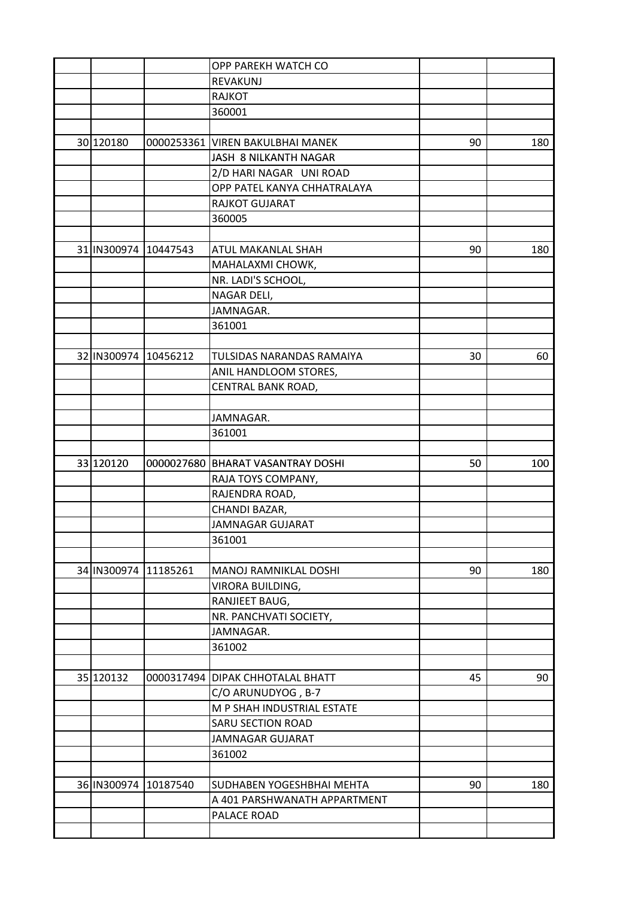| | | | | | |
|---|---|---|---|---|---|
| | | | OPP PAREKH WATCH CO | | |
| | | | REVAKUNJ | | |
| | | | RAJKOT | | |
| | | | 360001 | | |
| | | | | | |
| 30 | 120180 | 0000253361 | VIREN BAKULBHAI MANEK | 90 | 180 |
| | | | JASH 8 NILKANTH NAGAR | | |
| | | | 2/D HARI NAGAR UNI ROAD | | |
| | | | OPP PATEL KANYA CHHATRALAYA | | |
| | | | RAJKOT GUJARAT | | |
| | | | 360005 | | |
| | | | | | |
| 31 | IN300974 | 10447543 | ATUL MAKANLAL SHAH | 90 | 180 |
| | | | MAHALAXMI CHOWK, | | |
| | | | NR. LADI'S SCHOOL, | | |
| | | | NAGAR DELI, | | |
| | | | JAMNAGAR. | | |
| | | | 361001 | | |
| | | | | | |
| 32 | IN300974 | 10456212 | TULSIDAS NARANDAS RAMAIYA | 30 | 60 |
| | | | ANIL HANDLOOM STORES, | | |
| | | | CENTRAL BANK ROAD, | | |
| | | | | | |
| | | | JAMNAGAR. | | |
| | | | 361001 | | |
| | | | | | |
| 33 | 120120 | 0000027680 | BHARAT VASANTRAY DOSHI | 50 | 100 |
| | | | RAJA TOYS COMPANY, | | |
| | | | RAJENDRA ROAD, | | |
| | | | CHANDI BAZAR, | | |
| | | | JAMNAGAR GUJARAT | | |
| | | | 361001 | | |
| | | | | | |
| 34 | IN300974 | 11185261 | MANOJ RAMNIKLAL DOSHI | 90 | 180 |
| | | | VIRORA BUILDING, | | |
| | | | RANJIEET BAUG, | | |
| | | | NR. PANCHVATI SOCIETY, | | |
| | | | JAMNAGAR. | | |
| | | | 361002 | | |
| | | | | | |
| 35 | 120132 | 0000317494 | DIPAK CHHOTALAL BHATT | 45 | 90 |
| | | | C/O ARUNUDYOG , B-7 | | |
| | | | M P SHAH INDUSTRIAL ESTATE | | |
| | | | SARU SECTION ROAD | | |
| | | | JAMNAGAR GUJARAT | | |
| | | | 361002 | | |
| | | | | | |
| 36 | IN300974 | 10187540 | SUDHABEN YOGESHBHAI MEHTA | 90 | 180 |
| | | | A 401 PARSHWANATH APPARTMENT | | |
| | | | PALACE ROAD | | |
| | | | | | |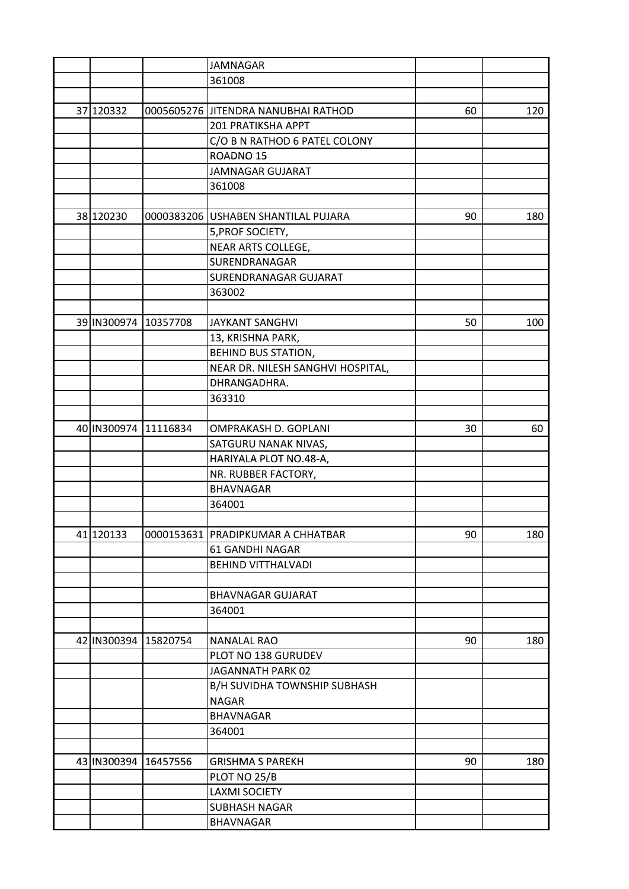| | | | | | |
|---|---|---|---|---|---|
| | | | JAMNAGAR | | |
| | | | 361008 | | |
| | | | | | |
| 37 | 120332 | 0005605276 | JITENDRA NANUBHAI RATHOD | 60 | 120 |
| | | | 201 PRATIKSHA APPT | | |
| | | | C/O B N RATHOD 6 PATEL COLONY | | |
| | | | ROADNO 15 | | |
| | | | JAMNAGAR GUJARAT | | |
| | | | 361008 | | |
| | | | | | |
| 38 | 120230 | 0000383206 | USHABEN SHANTILAL PUJARA | 90 | 180 |
| | | | 5,PROF SOCIETY, | | |
| | | | NEAR ARTS COLLEGE, | | |
| | | | SURENDRANAGAR | | |
| | | | SURENDRANAGAR GUJARAT | | |
| | | | 363002 | | |
| | | | | | |
| 39 | IN300974 | 10357708 | JAYKANT SANGHVI | 50 | 100 |
| | | | 13, KRISHNA PARK, | | |
| | | | BEHIND BUS STATION, | | |
| | | | NEAR DR. NILESH SANGHVI HOSPITAL, | | |
| | | | DHRANGADHRA. | | |
| | | | 363310 | | |
| | | | | | |
| 40 | IN300974 | 11116834 | OMPRAKASH D. GOPLANI | 30 | 60 |
| | | | SATGURU NANAK NIVAS, | | |
| | | | HARIYALA PLOT NO.48-A, | | |
| | | | NR. RUBBER FACTORY, | | |
| | | | BHAVNAGAR | | |
| | | | 364001 | | |
| | | | | | |
| 41 | 120133 | 0000153631 | PRADIPKUMAR A CHHATBAR | 90 | 180 |
| | | | 61 GANDHI NAGAR | | |
| | | | BEHIND VITTHALVADI | | |
| | | | | | |
| | | | BHAVNAGAR GUJARAT | | |
| | | | 364001 | | |
| | | | | | |
| 42 | IN300394 | 15820754 | NANALAL RAO | 90 | 180 |
| | | | PLOT NO 138 GURUDEV | | |
| | | | JAGANNATH PARK 02 | | |
| | | | B/H SUVIDHA TOWNSHIP SUBHASH NAGAR | | |
| | | | BHAVNAGAR | | |
| | | | 364001 | | |
| | | | | | |
| 43 | IN300394 | 16457556 | GRISHMA S PAREKH | 90 | 180 |
| | | | PLOT NO 25/B | | |
| | | | LAXMI SOCIETY | | |
| | | | SUBHASH NAGAR | | |
| | | | BHAVNAGAR | | |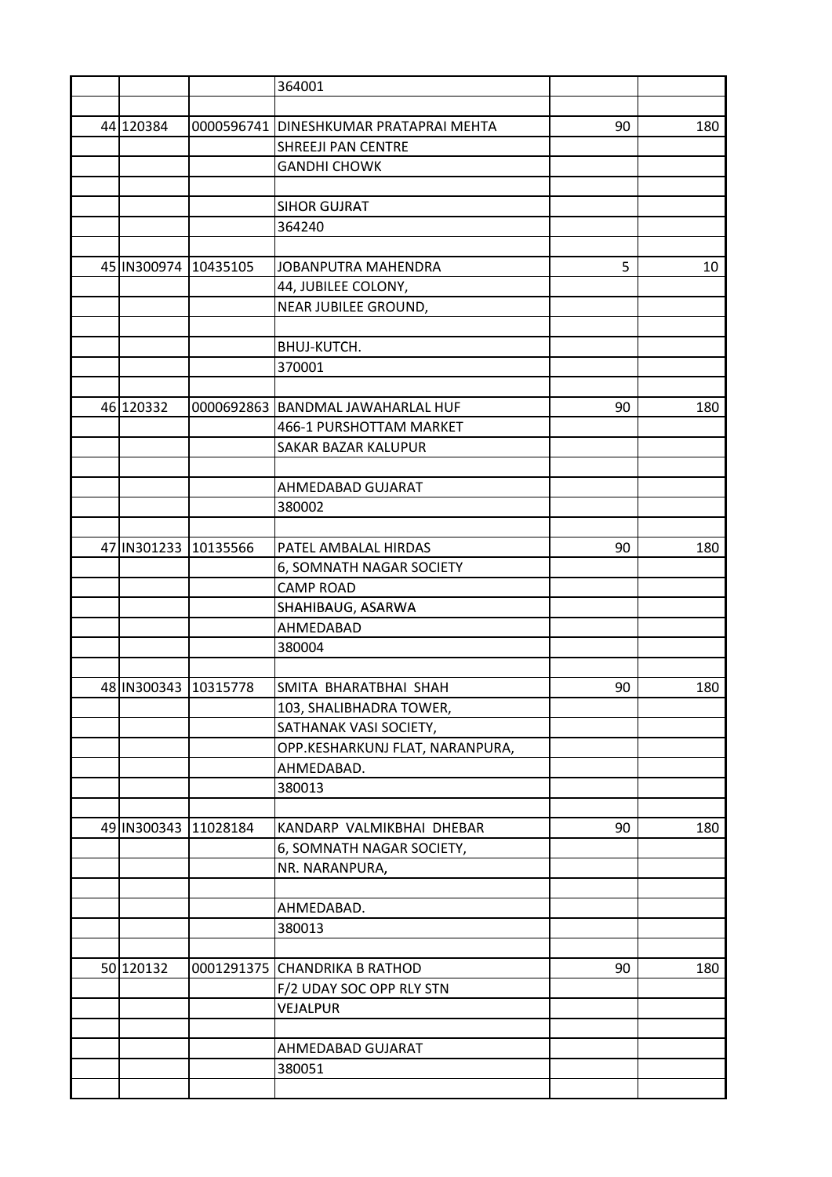| | | | | | |
|---|---|---|---|---|---|
| | | | 364001 | | |
| | | | | | |
| 44 | 120384 | 0000596741 | DINESHKUMAR PRATAPRAI MEHTA | 90 | 180 |
| | | | SHREEJI PAN CENTRE | | |
| | | | GANDHI CHOWK | | |
| | | | | | |
| | | | SIHOR GUJRAT | | |
| | | | 364240 | | |
| | | | | | |
| 45 | IN300974 | 10435105 | JOBANPUTRA MAHENDRA | 5 | 10 |
| | | | 44, JUBILEE COLONY, | | |
| | | | NEAR JUBILEE GROUND, | | |
| | | | | | |
| | | | BHUJ-KUTCH. | | |
| | | | 370001 | | |
| | | | | | |
| 46 | 120332 | 0000692863 | BANDMAL JAWAHARLAL HUF | 90 | 180 |
| | | | 466-1 PURSHOTTAM MARKET | | |
| | | | SAKAR BAZAR KALUPUR | | |
| | | | | | |
| | | | AHMEDABAD GUJARAT | | |
| | | | 380002 | | |
| | | | | | |
| 47 | IN301233 | 10135566 | PATEL AMBALAL HIRDAS | 90 | 180 |
| | | | 6, SOMNATH NAGAR SOCIETY | | |
| | | | CAMP ROAD | | |
| | | | SHAHIBAUG, ASARWA | | |
| | | | AHMEDABAD | | |
| | | | 380004 | | |
| | | | | | |
| 48 | IN300343 | 10315778 | SMITA BHARATBHAI SHAH | 90 | 180 |
| | | | 103, SHALIBHADRA TOWER, | | |
| | | | SATHANAK VASI SOCIETY, | | |
| | | | OPP.KESHARKUNJ FLAT, NARANPURA, | | |
| | | | AHMEDABAD. | | |
| | | | 380013 | | |
| | | | | | |
| 49 | IN300343 | 11028184 | KANDARP VALMIKBHAI DHEBAR | 90 | 180 |
| | | | 6, SOMNATH NAGAR SOCIETY, | | |
| | | | NR. NARANPURA, | | |
| | | | | | |
| | | | AHMEDABAD. | | |
| | | | 380013 | | |
| | | | | | |
| 50 | 120132 | 0001291375 | CHANDRIKA B RATHOD | 90 | 180 |
| | | | F/2 UDAY SOC OPP RLY STN | | |
| | | | VEJALPUR | | |
| | | | | | |
| | | | AHMEDABAD GUJARAT | | |
| | | | 380051 | | |
| | | | | | |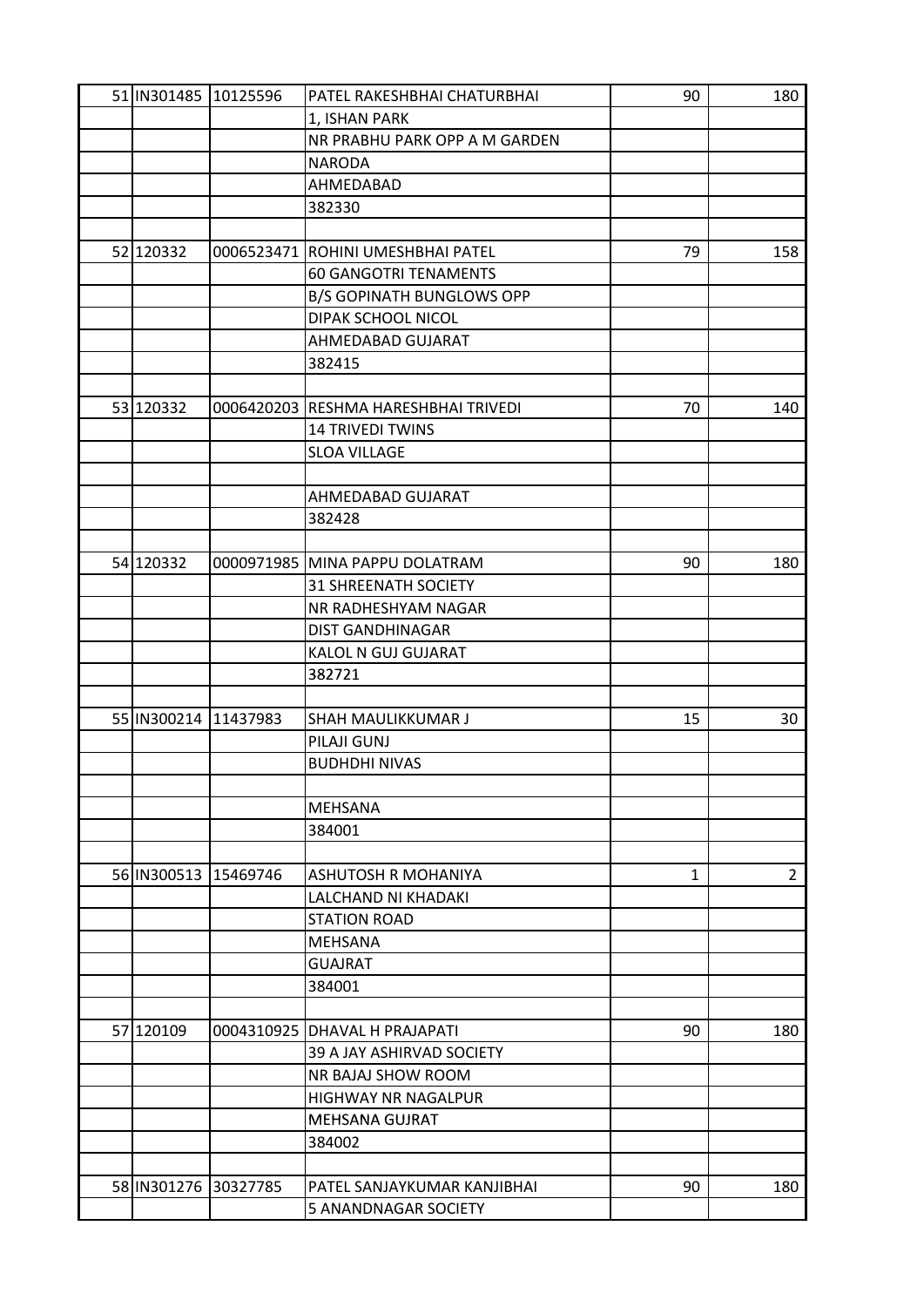| | | | | |
|---|---|---|---|---|
| 51 IN301485 | 10125596 | PATEL RAKESHBHAI CHATURBHAI | 90 | 180 |
| | | 1, ISHAN PARK | | |
| | | NR PRABHU PARK OPP A M GARDEN | | |
| | | NARODA | | |
| | | AHMEDABAD | | |
| | | 382330 | | |
| | | | | |
| 52 120332 | 0006523471 | ROHINI UMESHBHAI PATEL | 79 | 158 |
| | | 60 GANGOTRI TENAMENTS | | |
| | | B/S GOPINATH BUNGLOWS OPP | | |
| | | DIPAK SCHOOL NICOL | | |
| | | AHMEDABAD GUJARAT | | |
| | | 382415 | | |
| | | | | |
| 53 120332 | 0006420203 | RESHMA HARESHBHAI TRIVEDI | 70 | 140 |
| | | 14 TRIVEDI TWINS | | |
| | | SLOA VILLAGE | | |
| | | | | |
| | | AHMEDABAD GUJARAT | | |
| | | 382428 | | |
| | | | | |
| 54 120332 | 0000971985 | MINA PAPPU DOLATRAM | 90 | 180 |
| | | 31 SHREENATH SOCIETY | | |
| | | NR RADHESHYAM NAGAR | | |
| | | DIST GANDHINAGAR | | |
| | | KALOL N GUJ GUJARAT | | |
| | | 382721 | | |
| | | | | |
| 55 IN300214 | 11437983 | SHAH MAULIKKUMAR J | 15 | 30 |
| | | PILAJI GUNJ | | |
| | | BUDHDHI NIVAS | | |
| | | | | |
| | | MEHSANA | | |
| | | 384001 | | |
| | | | | |
| 56 IN300513 | 15469746 | ASHUTOSH R MOHANIYA | 1 | 2 |
| | | LALCHAND NI KHADAKI | | |
| | | STATION ROAD | | |
| | | MEHSANA | | |
| | | GUAJRAT | | |
| | | 384001 | | |
| | | | | |
| 57 120109 | 0004310925 | DHAVAL H PRAJAPATI | 90 | 180 |
| | | 39 A JAY ASHIRVAD SOCIETY | | |
| | | NR BAJAJ SHOW ROOM | | |
| | | HIGHWAY NR NAGALPUR | | |
| | | MEHSANA GUJRAT | | |
| | | 384002 | | |
| | | | | |
| 58 IN301276 | 30327785 | PATEL SANJAYKUMAR KANJIBHAI | 90 | 180 |
| | | 5 ANANDNAGAR SOCIETY | | |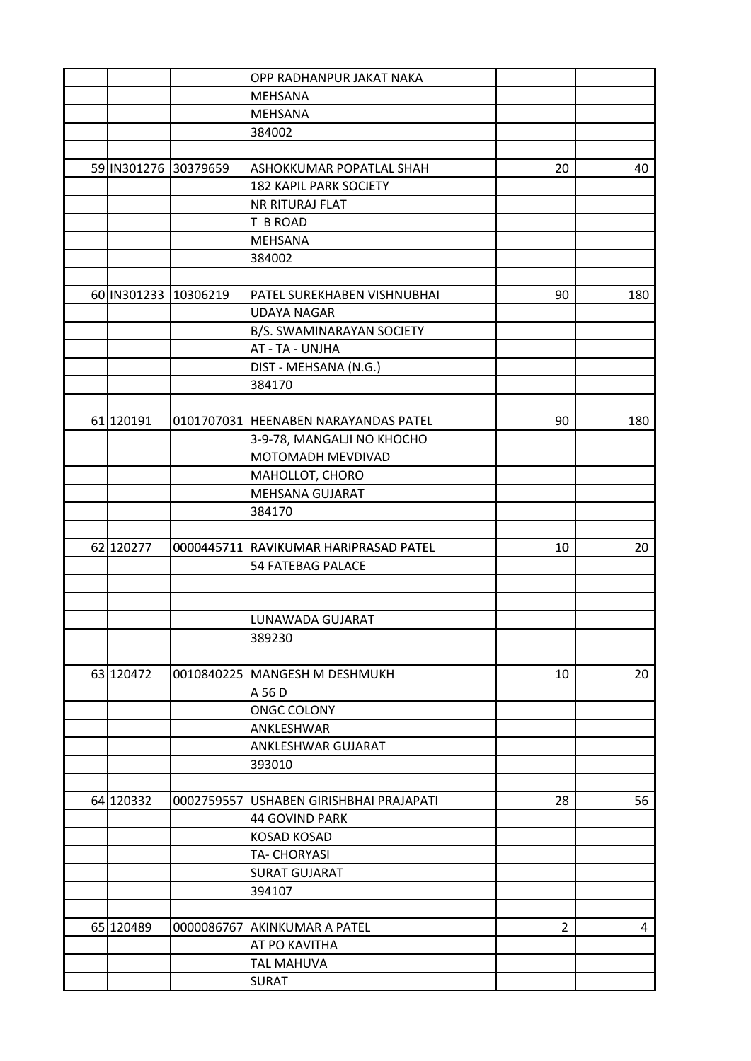| | | | | | |
|---|---|---|---|---|---|
| | | | OPP RADHANPUR JAKAT NAKA | | |
| | | | MEHSANA | | |
| | | | MEHSANA | | |
| | | | 384002 | | |
| | | | | | |
| 59 | IN301276 | 30379659 | ASHOKKUMAR POPATLAL SHAH | 20 | 40 |
| | | | 182 KAPIL PARK SOCIETY | | |
| | | | NR RITURAJ FLAT | | |
| | | | T B ROAD | | |
| | | | MEHSANA | | |
| | | | 384002 | | |
| | | | | | |
| 60 | IN301233 | 10306219 | PATEL SUREKHABEN VISHNUBHAI | 90 | 180 |
| | | | UDAYA NAGAR | | |
| | | | B/S. SWAMINARAYAN SOCIETY | | |
| | | | AT - TA - UNJHA | | |
| | | | DIST - MEHSANA (N.G.) | | |
| | | | 384170 | | |
| | | | | | |
| 61 | 120191 | 0101707031 | HEENABEN NARAYANDAS PATEL | 90 | 180 |
| | | | 3-9-78, MANGALJI NO KHOCHO | | |
| | | | MOTOMADH MEVDIVAD | | |
| | | | MAHOLLOT, CHORO | | |
| | | | MEHSANA GUJARAT | | |
| | | | 384170 | | |
| | | | | | |
| 62 | 120277 | 0000445711 | RAVIKUMAR HARIPRASAD PATEL | 10 | 20 |
| | | | 54 FATEBAG PALACE | | |
| | | | | | |
| | | | | | |
| | | | LUNAWADA GUJARAT | | |
| | | | 389230 | | |
| | | | | | |
| 63 | 120472 | 0010840225 | MANGESH M DESHMUKH | 10 | 20 |
| | | | A 56 D | | |
| | | | ONGC COLONY | | |
| | | | ANKLESHWAR | | |
| | | | ANKLESHWAR GUJARAT | | |
| | | | 393010 | | |
| | | | | | |
| 64 | 120332 | 0002759557 | USHABEN GIRISHBHAI PRAJAPATI | 28 | 56 |
| | | | 44 GOVIND PARK | | |
| | | | KOSAD KOSAD | | |
| | | | TA- CHORYASI | | |
| | | | SURAT GUJARAT | | |
| | | | 394107 | | |
| | | | | | |
| 65 | 120489 | 0000086767 | AKINKUMAR A PATEL | 2 | 4 |
| | | | AT PO KAVITHA | | |
| | | | TAL MAHUVA | | |
| | | | SURAT | | |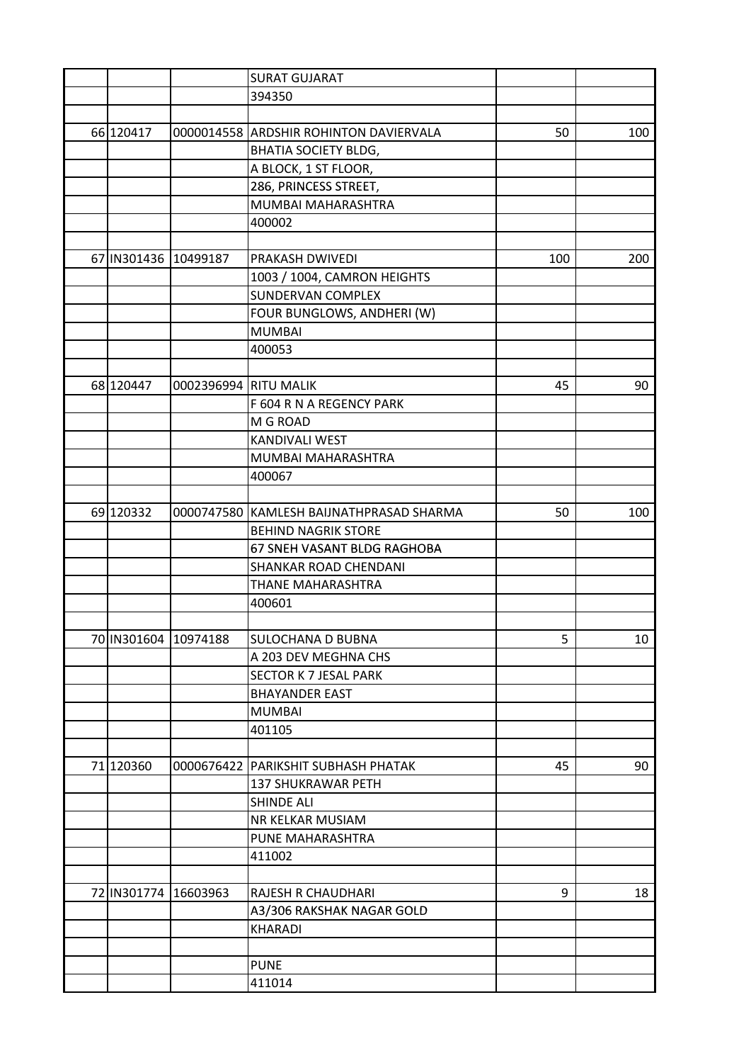| | | | | | |
|---|---|---|---|---|---|
| | | | SURAT GUJARAT | | |
| | | | 394350 | | |
| | | | | | |
| 66 | 120417 | 0000014558 | ARDSHIR ROHINTON DAVIERVALA | 50 | 100 |
| | | | BHATIA SOCIETY BLDG, | | |
| | | | A BLOCK, 1 ST FLOOR, | | |
| | | | 286, PRINCESS STREET, | | |
| | | | MUMBAI MAHARASHTRA | | |
| | | | 400002 | | |
| | | | | | |
| 67 | IN301436 | 10499187 | PRAKASH DWIVEDI | 100 | 200 |
| | | | 1003 / 1004, CAMRON HEIGHTS | | |
| | | | SUNDERVAN COMPLEX | | |
| | | | FOUR BUNGLOWS, ANDHERI (W) | | |
| | | | MUMBAI | | |
| | | | 400053 | | |
| | | | | | |
| 68 | 120447 | 0002396994 | RITU MALIK | 45 | 90 |
| | | | F 604 R N A REGENCY PARK | | |
| | | | M G ROAD | | |
| | | | KANDIVALI WEST | | |
| | | | MUMBAI MAHARASHTRA | | |
| | | | 400067 | | |
| | | | | | |
| 69 | 120332 | 0000747580 | KAMLESH BAIJNATHPRASAD SHARMA | 50 | 100 |
| | | | BEHIND NAGRIK STORE | | |
| | | | 67 SNEH VASANT BLDG RAGHOBA | | |
| | | | SHANKAR ROAD CHENDANI | | |
| | | | THANE MAHARASHTRA | | |
| | | | 400601 | | |
| | | | | | |
| 70 | IN301604 | 10974188 | SULOCHANA D BUBNA | 5 | 10 |
| | | | A 203 DEV MEGHNA CHS | | |
| | | | SECTOR K 7 JESAL PARK | | |
| | | | BHAYANDER EAST | | |
| | | | MUMBAI | | |
| | | | 401105 | | |
| | | | | | |
| 71 | 120360 | 0000676422 | PARIKSHIT SUBHASH PHATAK | 45 | 90 |
| | | | 137 SHUKRAWAR PETH | | |
| | | | SHINDE ALI | | |
| | | | NR KELKAR MUSIAM | | |
| | | | PUNE MAHARASHTRA | | |
| | | | 411002 | | |
| | | | | | |
| 72 | IN301774 | 16603963 | RAJESH R CHAUDHARI | 9 | 18 |
| | | | A3/306 RAKSHAK NAGAR GOLD | | |
| | | | KHARADI | | |
| | | | | | |
| | | | PUNE | | |
| | | | 411014 | | |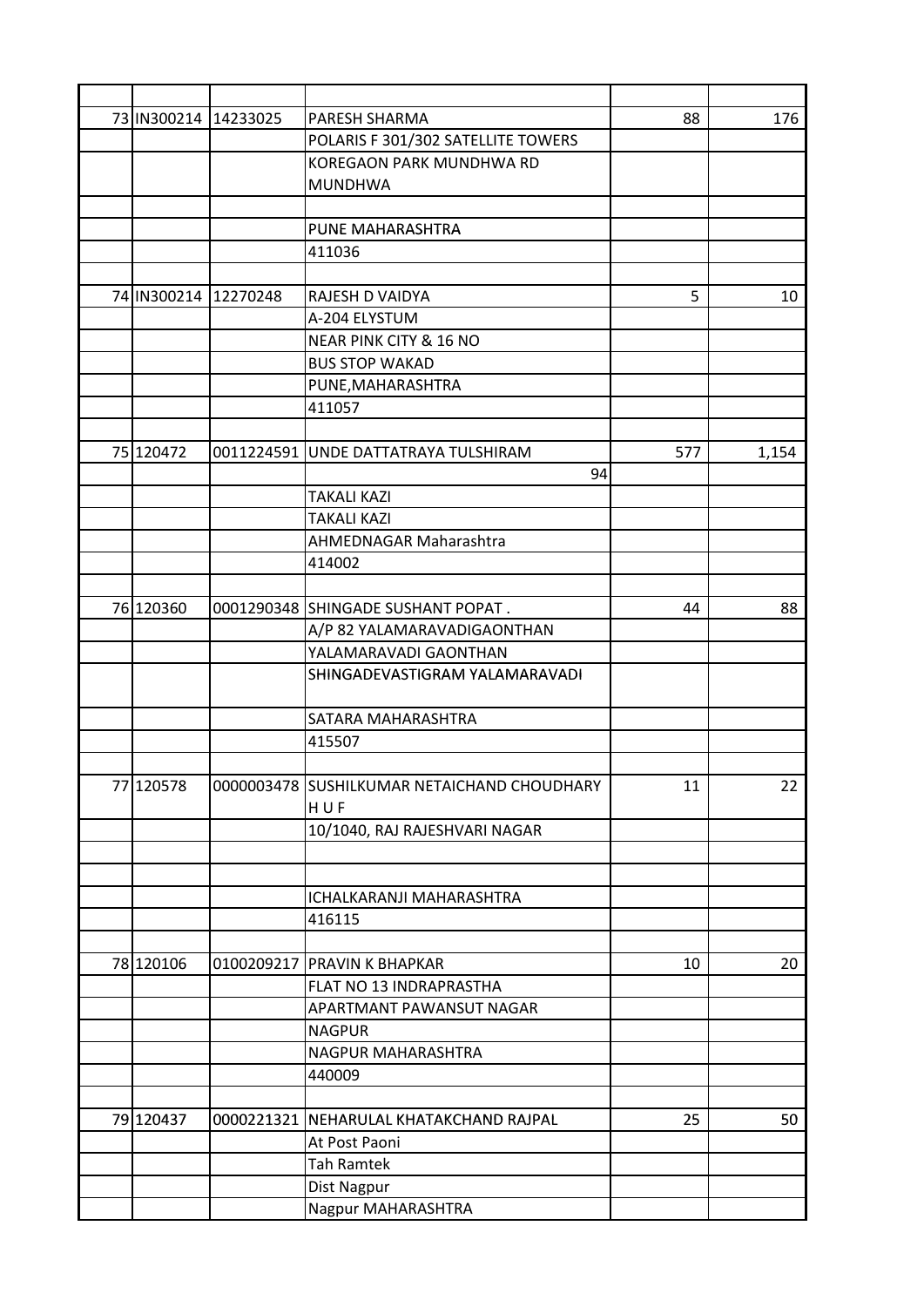| | | | | | |
|---|---|---|---|---|---|
| 73 | IN300214 | 14233025 | PARESH SHARMA | 88 | 176 |
| | | | POLARIS F 301/302 SATELLITE TOWERS | | |
| | | | KOREGAON PARK MUNDHWA RD MUNDHWA | | |
| | | | | | |
| | | | PUNE MAHARASHTRA | | |
| | | | 411036 | | |
| | | | | | |
| 74 | IN300214 | 12270248 | RAJESH D VAIDYA | 5 | 10 |
| | | | A-204 ELYSTUM | | |
| | | | NEAR PINK CITY & 16 NO | | |
| | | | BUS STOP WAKAD | | |
| | | | PUNE,MAHARASHTRA | | |
| | | | 411057 | | |
| | | | | | |
| 75 | 120472 | 0011224591 | UNDE DATTATRAYA TULSHIRAM | 577 | 1,154 |
| | | | 94 | | |
| | | | TAKALI KAZI | | |
| | | | TAKALI KAZI | | |
| | | | AHMEDNAGAR Maharashtra | | |
| | | | 414002 | | |
| | | | | | |
| 76 | 120360 | 0001290348 | SHINGADE SUSHANT POPAT . | 44 | 88 |
| | | | A/P 82 YALAMARAVADIGAONTHAN | | |
| | | | YALAMARAVADI GAONTHAN | | |
| | | | SHINGADEVASTIGRAM YALAMARAVADI | | |
| | | | SATARA MAHARASHTRA | | |
| | | | 415507 | | |
| | | | | | |
| 77 | 120578 | 0000003478 | SUSHILKUMAR NETAICHAND CHOUDHARY H U F | 11 | 22 |
| | | | 10/1040, RAJ RAJESHVARI NAGAR | | |
| | | | | | |
| | | | | | |
| | | | ICHALKARANJI MAHARASHTRA | | |
| | | | 416115 | | |
| | | | | | |
| 78 | 120106 | 0100209217 | PRAVIN K BHAPKAR | 10 | 20 |
| | | | FLAT NO 13 INDRAPRASTHA | | |
| | | | APARTMANT PAWANSUT NAGAR | | |
| | | | NAGPUR | | |
| | | | NAGPUR MAHARASHTRA | | |
| | | | 440009 | | |
| | | | | | |
| 79 | 120437 | 0000221321 | NEHARULAL KHATAKCHAND RAJPAL | 25 | 50 |
| | | | At Post Paoni | | |
| | | | Tah Ramtek | | |
| | | | Dist Nagpur | | |
| | | | Nagpur MAHARASHTRA | | |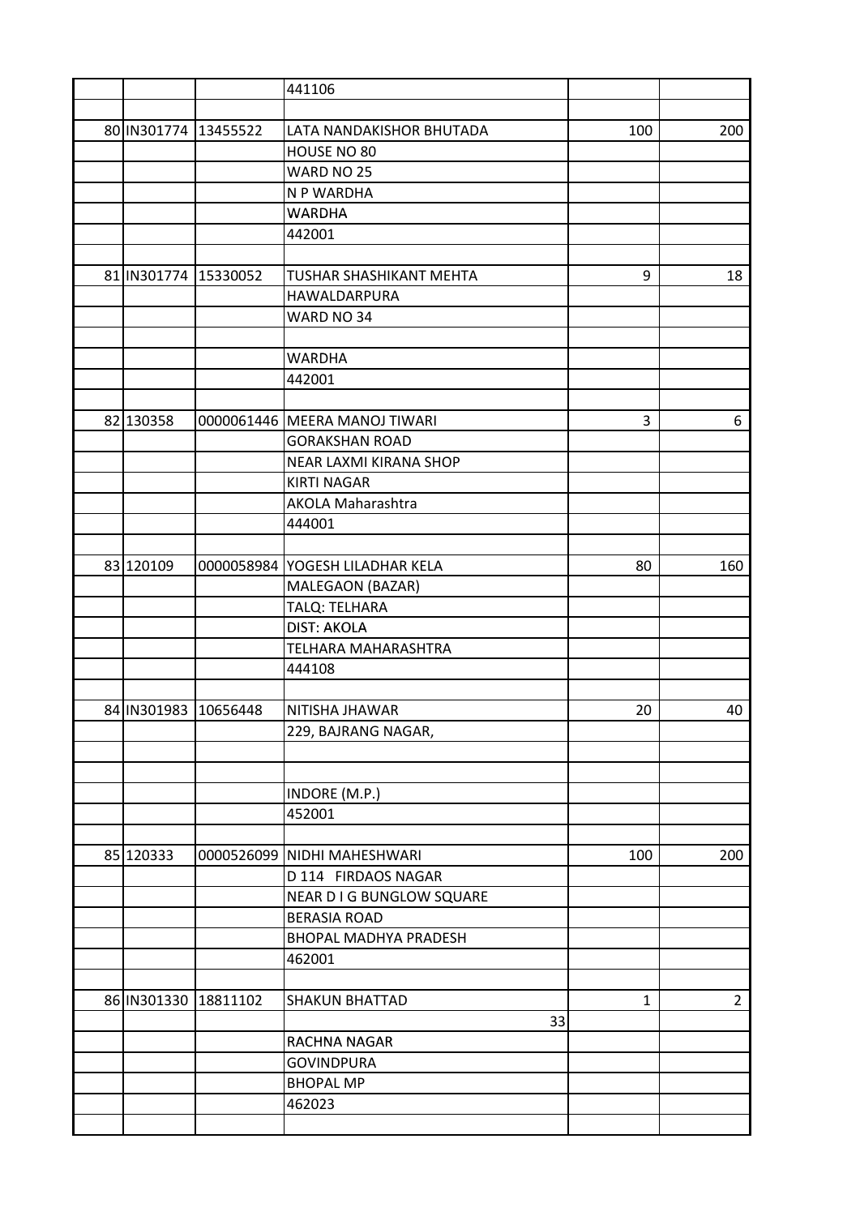| | | | | | |
|---|---|---|---|---|---|
| | | | 441106 | | |
| | | | | | |
| 80 | IN301774 | 13455522 | LATA NANDAKISHOR BHUTADA | 100 | 200 |
| | | | HOUSE NO 80 | | |
| | | | WARD NO 25 | | |
| | | | N P WARDHA | | |
| | | | WARDHA | | |
| | | | 442001 | | |
| | | | | | |
| 81 | IN301774 | 15330052 | TUSHAR SHASHIKANT MEHTA | 9 | 18 |
| | | | HAWALDARPURA | | |
| | | | WARD NO 34 | | |
| | | | | | |
| | | | WARDHA | | |
| | | | 442001 | | |
| | | | | | |
| 82 | 130358 | 0000061446 | MEERA MANOJ TIWARI | 3 | 6 |
| | | | GORAKSHAN ROAD | | |
| | | | NEAR LAXMI KIRANA SHOP | | |
| | | | KIRTI NAGAR | | |
| | | | AKOLA Maharashtra | | |
| | | | 444001 | | |
| | | | | | |
| 83 | 120109 | 0000058984 | YOGESH LILADHAR KELA | 80 | 160 |
| | | | MALEGAON (BAZAR) | | |
| | | | TALQ: TELHARA | | |
| | | | DIST: AKOLA | | |
| | | | TELHARA MAHARASHTRA | | |
| | | | 444108 | | |
| | | | | | |
| 84 | IN301983 | 10656448 | NITISHA JHAWAR | 20 | 40 |
| | | | 229, BAJRANG NAGAR, | | |
| | | | | | |
| | | | | | |
| | | | INDORE (M.P.) | | |
| | | | 452001 | | |
| | | | | | |
| 85 | 120333 | 0000526099 | NIDHI MAHESHWARI | 100 | 200 |
| | | | D 114 FIRDAOS NAGAR | | |
| | | | NEAR D I G BUNGLOW SQUARE | | |
| | | | BERASIA ROAD | | |
| | | | BHOPAL MADHYA PRADESH | | |
| | | | 462001 | | |
| | | | | | |
| 86 | IN301330 | 18811102 | SHAKUN BHATTAD | 1 | 2 |
| | | | 33 | | |
| | | | RACHNA NAGAR | | |
| | | | GOVINDPURA | | |
| | | | BHOPAL MP | | |
| | | | 462023 | | |
| | | | | | |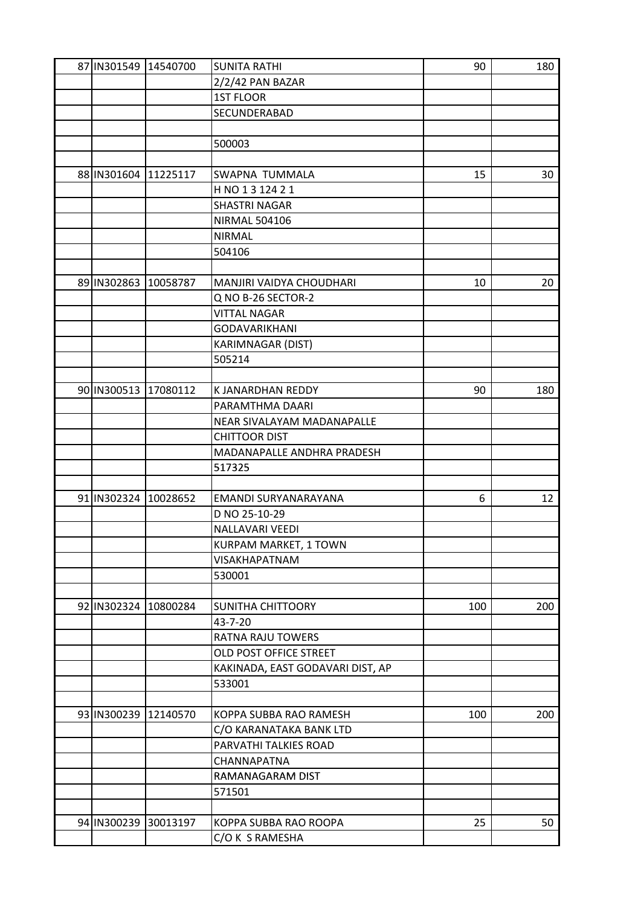| | | | | | |
|---|---|---|---|---|---|
| 87 | IN301549 | 14540700 | SUNITA RATHI | 90 | 180 |
| | | | 2/2/42 PAN BAZAR | | |
| | | | 1ST FLOOR | | |
| | | | SECUNDERABAD | | |
| | | | | | |
| | | | 500003 | | |
| | | | | | |
| 88 | IN301604 | 11225117 | SWAPNA TUMMALA | 15 | 30 |
| | | | H NO 1 3 124 2 1 | | |
| | | | SHASTRI NAGAR | | |
| | | | NIRMAL 504106 | | |
| | | | NIRMAL | | |
| | | | 504106 | | |
| | | | | | |
| 89 | IN302863 | 10058787 | MANJIRI VAIDYA CHOUDHARI | 10 | 20 |
| | | | Q NO B-26 SECTOR-2 | | |
| | | | VITTAL NAGAR | | |
| | | | GODAVARIKHANI | | |
| | | | KARIMNAGAR (DIST) | | |
| | | | 505214 | | |
| | | | | | |
| 90 | IN300513 | 17080112 | K JANARDHAN REDDY | 90 | 180 |
| | | | PARAMTHMA DAARI | | |
| | | | NEAR SIVALAYAM MADANAPALLE | | |
| | | | CHITTOOR DIST | | |
| | | | MADANAPALLE ANDHRA PRADESH | | |
| | | | 517325 | | |
| | | | | | |
| 91 | IN302324 | 10028652 | EMANDI SURYANARAYANA | 6 | 12 |
| | | | D NO 25-10-29 | | |
| | | | NALLAVARI VEEDI | | |
| | | | KURPAM MARKET, 1 TOWN | | |
| | | | VISAKHAPATNAM | | |
| | | | 530001 | | |
| | | | | | |
| 92 | IN302324 | 10800284 | SUNITHA CHITTOORY | 100 | 200 |
| | | | 43-7-20 | | |
| | | | RATNA RAJU TOWERS | | |
| | | | OLD POST OFFICE STREET | | |
| | | | KAKINADA, EAST GODAVARI DIST, AP | | |
| | | | 533001 | | |
| | | | | | |
| 93 | IN300239 | 12140570 | KOPPA SUBBA RAO RAMESH | 100 | 200 |
| | | | C/O KARANATAKA BANK LTD | | |
| | | | PARVATHI TALKIES ROAD | | |
| | | | CHANNAPATNA | | |
| | | | RAMANAGARAM DIST | | |
| | | | 571501 | | |
| | | | | | |
| 94 | IN300239 | 30013197 | KOPPA SUBBA RAO ROOPA | 25 | 50 |
| | | | C/O K S RAMESHA | | |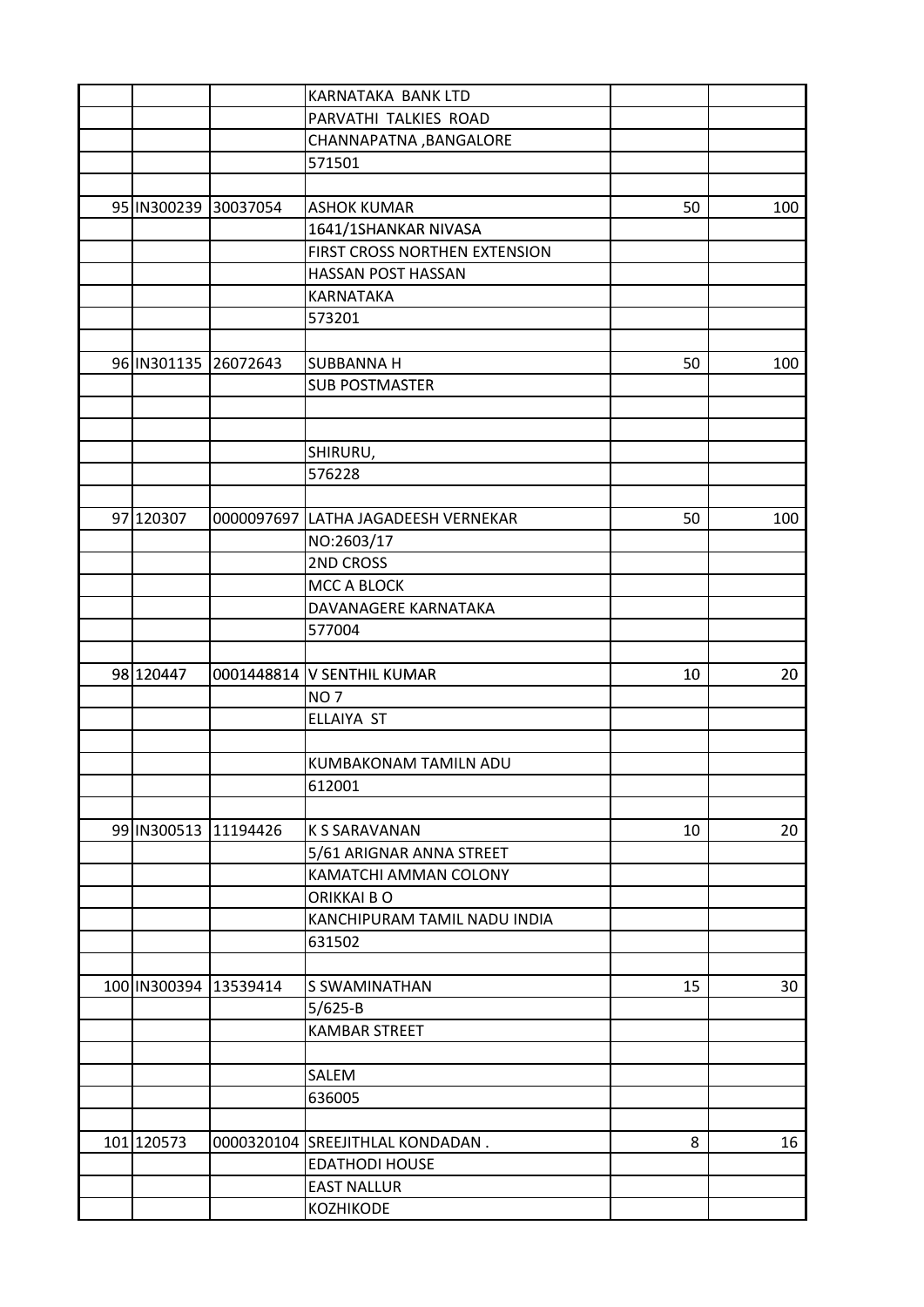| | | | | | |
|---|---|---|---|---|---|
| | | | KARNATAKA BANK LTD | | |
| | | | PARVATHI TALKIES ROAD | | |
| | | | CHANNAPATNA ,BANGALORE | | |
| | | | 571501 | | |
| | | | | | |
| 95 | IN300239 | 30037054 | ASHOK KUMAR | 50 | 100 |
| | | | 1641/1SHANKAR NIVASA | | |
| | | | FIRST CROSS NORTHEN EXTENSION | | |
| | | | HASSAN POST HASSAN | | |
| | | | KARNATAKA | | |
| | | | 573201 | | |
| | | | | | |
| 96 | IN301135 | 26072643 | SUBBANNA H | 50 | 100 |
| | | | SUB POSTMASTER | | |
| | | | | | |
| | | | | | |
| | | | SHIRURU, | | |
| | | | 576228 | | |
| | | | | | |
| 97 | 120307 | 0000097697 | LATHA JAGADEESH VERNEKAR | 50 | 100 |
| | | | NO:2603/17 | | |
| | | | 2ND CROSS | | |
| | | | MCC A BLOCK | | |
| | | | DAVANAGERE KARNATAKA | | |
| | | | 577004 | | |
| | | | | | |
| 98 | 120447 | 0001448814 | V SENTHIL KUMAR | 10 | 20 |
| | | | NO 7 | | |
| | | | ELLAIYA ST | | |
| | | | | | |
| | | | KUMBAKONAM TAMILN ADU | | |
| | | | 612001 | | |
| | | | | | |
| 99 | IN300513 | 11194426 | K S SARAVANAN | 10 | 20 |
| | | | 5/61 ARIGNAR ANNA STREET | | |
| | | | KAMATCHI AMMAN COLONY | | |
| | | | ORIKKAI B O | | |
| | | | KANCHIPURAM TAMIL NADU INDIA | | |
| | | | 631502 | | |
| | | | | | |
| 100 | IN300394 | 13539414 | S SWAMINATHAN | 15 | 30 |
| | | | 5/625-B | | |
| | | | KAMBAR STREET | | |
| | | | | | |
| | | | SALEM | | |
| | | | 636005 | | |
| | | | | | |
| 101 | 120573 | 0000320104 | SREEJITHLAL KONDADAN . | 8 | 16 |
| | | | EDATHODI HOUSE | | |
| | | | EAST NALLUR | | |
| | | | KOZHIKODE | | |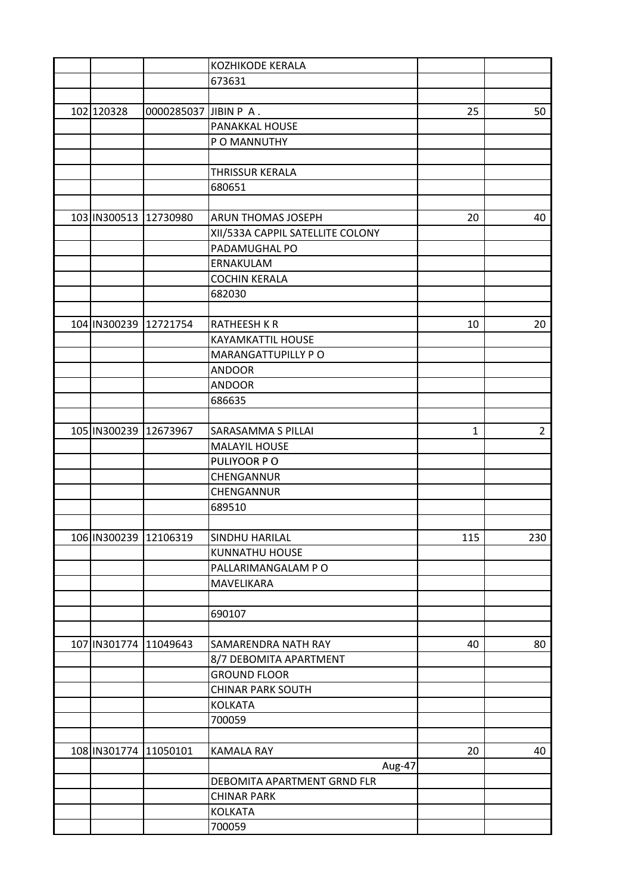| | | | | | |
|---|---|---|---|---|---|
| | | | KOZHIKODE KERALA | | |
| | | | 673631 | | |
| | | | | | |
| 102 | 120328 | 0000285037 | JIBIN P A . | 25 | 50 |
| | | | PANAKKAL HOUSE | | |
| | | | P O MANNUTHY | | |
| | | | | | |
| | | | THRISSUR KERALA | | |
| | | | 680651 | | |
| | | | | | |
| 103 | IN300513 | 12730980 | ARUN THOMAS JOSEPH | 20 | 40 |
| | | | XII/533A CAPPIL SATELLITE COLONY | | |
| | | | PADAMUGHAL PO | | |
| | | | ERNAKULAM | | |
| | | | COCHIN KERALA | | |
| | | | 682030 | | |
| | | | | | |
| 104 | IN300239 | 12721754 | RATHEESH K R | 10 | 20 |
| | | | KAYAMKATTIL HOUSE | | |
| | | | MARANGATTUPILLY P O | | |
| | | | ANDOOR | | |
| | | | ANDOOR | | |
| | | | 686635 | | |
| | | | | | |
| 105 | IN300239 | 12673967 | SARASAMMA S PILLAI | 1 | 2 |
| | | | MALAYIL HOUSE | | |
| | | | PULIYOOR P O | | |
| | | | CHENGANNUR | | |
| | | | CHENGANNUR | | |
| | | | 689510 | | |
| | | | | | |
| 106 | IN300239 | 12106319 | SINDHU HARILAL | 115 | 230 |
| | | | KUNNATHU HOUSE | | |
| | | | PALLARIMANGALAM P O | | |
| | | | MAVELIKARA | | |
| | | | | | |
| | | | 690107 | | |
| | | | | | |
| 107 | IN301774 | 11049643 | SAMARENDRA NATH RAY | 40 | 80 |
| | | | 8/7 DEBOMITA APARTMENT | | |
| | | | GROUND FLOOR | | |
| | | | CHINAR PARK SOUTH | | |
| | | | KOLKATA | | |
| | | | 700059 | | |
| | | | | | |
| 108 | IN301774 | 11050101 | KAMALA RAY | 20 | 40 |
| | | | Aug-47 | | |
| | | | DEBOMITA APARTMENT GRND FLR | | |
| | | | CHINAR PARK | | |
| | | | KOLKATA | | |
| | | | 700059 | | |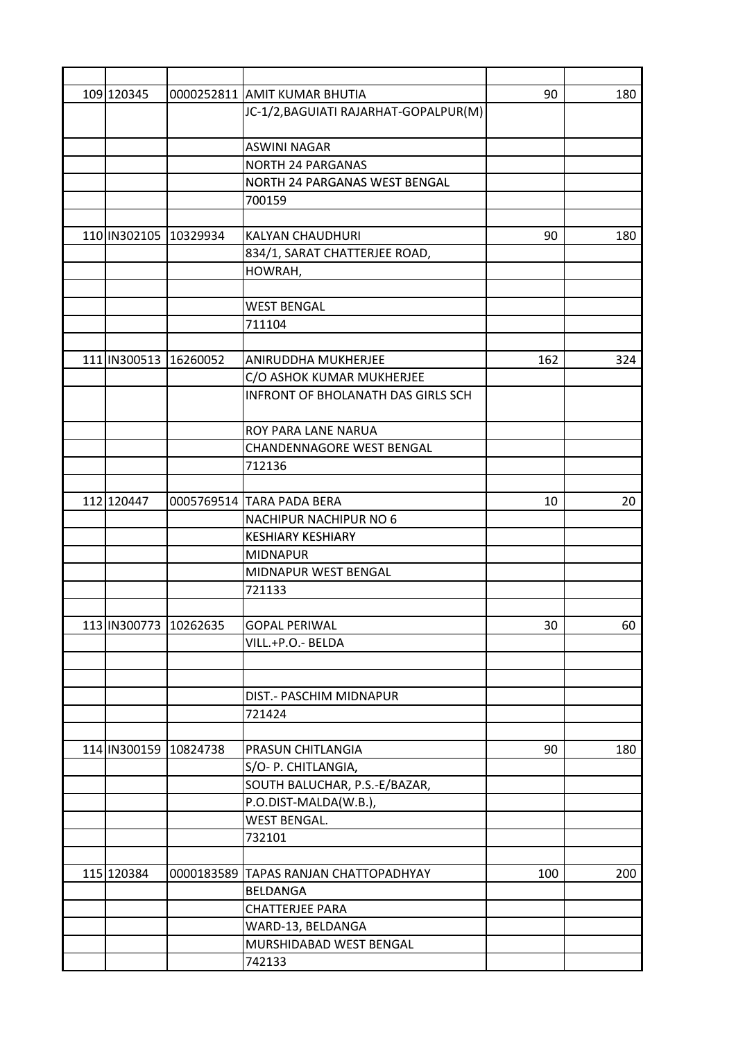| | | | | | |
|---|---|---|---|---|---|
| 109 | 120345 | 0000252811 | AMIT KUMAR BHUTIA | 90 | 180 |
| | | | JC-1/2,BAGUIATI RAJARHAT-GOPALPUR(M) | | |
| | | | ASWINI NAGAR | | |
| | | | NORTH 24 PARGANAS | | |
| | | | NORTH 24 PARGANAS WEST BENGAL | | |
| | | | 700159 | | |
| | | | | | |
| 110 | IN302105 | 10329934 | KALYAN CHAUDHURI | 90 | 180 |
| | | | 834/1, SARAT CHATTERJEE ROAD, | | |
| | | | HOWRAH, | | |
| | | | | | |
| | | | WEST BENGAL | | |
| | | | 711104 | | |
| | | | | | |
| 111 | IN300513 | 16260052 | ANIRUDDHA MUKHERJEE | 162 | 324 |
| | | | C/O ASHOK KUMAR MUKHERJEE | | |
| | | | INFRONT OF BHOLANATH DAS GIRLS SCH | | |
| | | | ROY PARA LANE NARUA | | |
| | | | CHANDENNAGORE WEST BENGAL | | |
| | | | 712136 | | |
| | | | | | |
| 112 | 120447 | 0005769514 | TARA PADA BERA | 10 | 20 |
| | | | NACHIPUR NACHIPUR NO 6 | | |
| | | | KESHIARY KESHIARY | | |
| | | | MIDNAPUR | | |
| | | | MIDNAPUR WEST BENGAL | | |
| | | | 721133 | | |
| | | | | | |
| 113 | IN300773 | 10262635 | GOPAL PERIWAL | 30 | 60 |
| | | | VILL.+P.O.- BELDA | | |
| | | | | | |
| | | | | | |
| | | | DIST.- PASCHIM MIDNAPUR | | |
| | | | 721424 | | |
| | | | | | |
| 114 | IN300159 | 10824738 | PRASUN CHITLANGIA | 90 | 180 |
| | | | S/O- P. CHITLANGIA, | | |
| | | | SOUTH BALUCHAR, P.S.-E/BAZAR, | | |
| | | | P.O.DIST-MALDA(W.B.), | | |
| | | | WEST BENGAL. | | |
| | | | 732101 | | |
| | | | | | |
| 115 | 120384 | 0000183589 | TAPAS RANJAN CHATTOPADHYAY | 100 | 200 |
| | | | BELDANGA | | |
| | | | CHATTERJEE PARA | | |
| | | | WARD-13, BELDANGA | | |
| | | | MURSHIDABAD WEST BENGAL | | |
| | | | 742133 | | |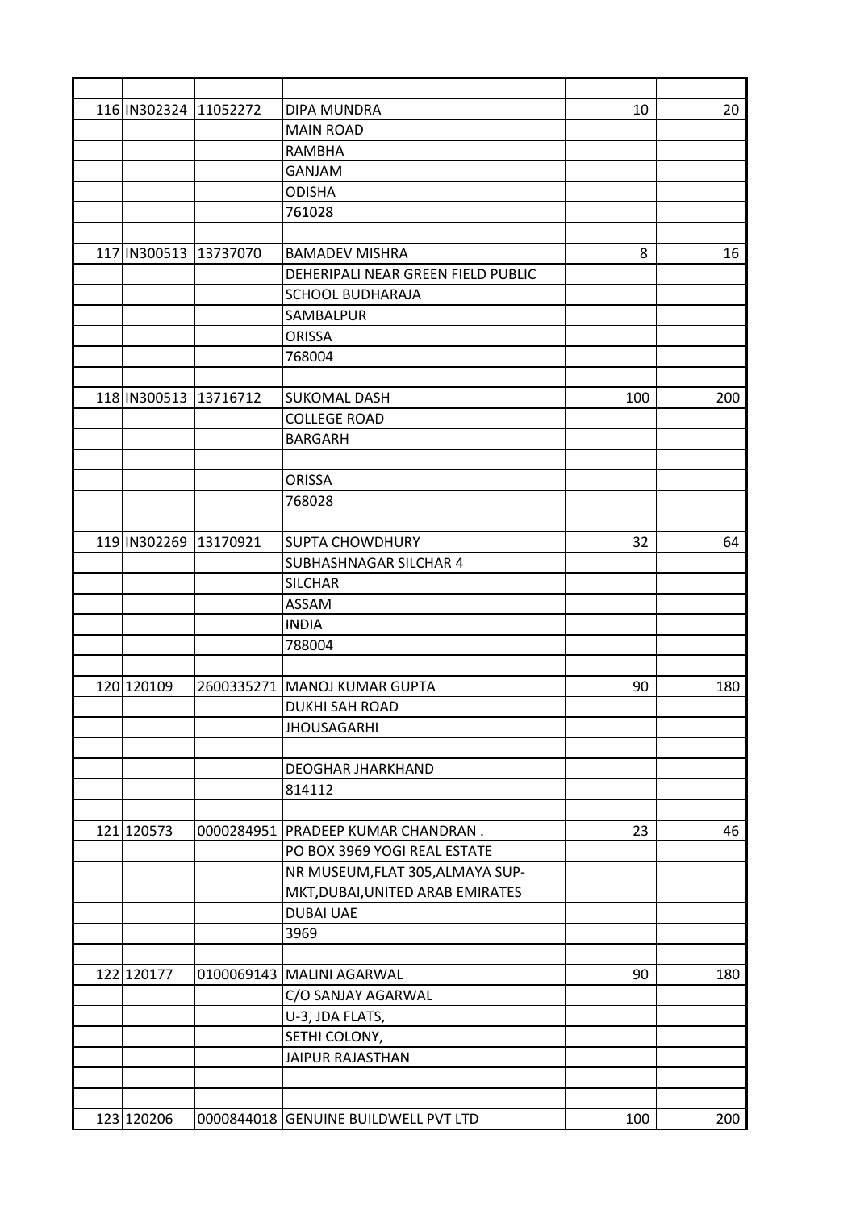| | | | | | |
|---|---|---|---|---|---|
| 116 | IN302324 | 11052272 | DIPA MUNDRA | 10 | 20 |
| | | | MAIN ROAD | | |
| | | | RAMBHA | | |
| | | | GANJAM | | |
| | | | ODISHA | | |
| | | | 761028 | | |
| | | | | | |
| 117 | IN300513 | 13737070 | BAMADEV MISHRA | 8 | 16 |
| | | | DEHERIPALI NEAR GREEN FIELD PUBLIC | | |
| | | | SCHOOL BUDHARAJA | | |
| | | | SAMBALPUR | | |
| | | | ORISSA | | |
| | | | 768004 | | |
| | | | | | |
| 118 | IN300513 | 13716712 | SUKOMAL DASH | 100 | 200 |
| | | | COLLEGE ROAD | | |
| | | | BARGARH | | |
| | | | | | |
| | | | ORISSA | | |
| | | | 768028 | | |
| | | | | | |
| 119 | IN302269 | 13170921 | SUPTA CHOWDHURY | 32 | 64 |
| | | | SUBHASHNAGAR SILCHAR 4 | | |
| | | | SILCHAR | | |
| | | | ASSAM | | |
| | | | INDIA | | |
| | | | 788004 | | |
| | | | | | |
| 120 | 120109 | 2600335271 | MANOJ KUMAR GUPTA | 90 | 180 |
| | | | DUKHI SAH ROAD | | |
| | | | JHOUSAGARHI | | |
| | | | | | |
| | | | DEOGHAR JHARKHAND | | |
| | | | 814112 | | |
| | | | | | |
| 121 | 120573 | 0000284951 | PRADEEP KUMAR CHANDRAN . | 23 | 46 |
| | | | PO BOX 3969 YOGI REAL ESTATE | | |
| | | | NR MUSEUM,FLAT 305,ALMAYA SUP- | | |
| | | | MKT,DUBAI,UNITED ARAB EMIRATES | | |
| | | | DUBAI UAE | | |
| | | | 3969 | | |
| | | | | | |
| 122 | 120177 | 0100069143 | MALINI AGARWAL | 90 | 180 |
| | | | C/O SANJAY AGARWAL | | |
| | | | U-3, JDA FLATS, | | |
| | | | SETHI COLONY, | | |
| | | | JAIPUR RAJASTHAN | | |
| | | | | | |
| | | | | | |
| 123 | 120206 | 0000844018 | GENUINE BUILDWELL PVT LTD | 100 | 200 |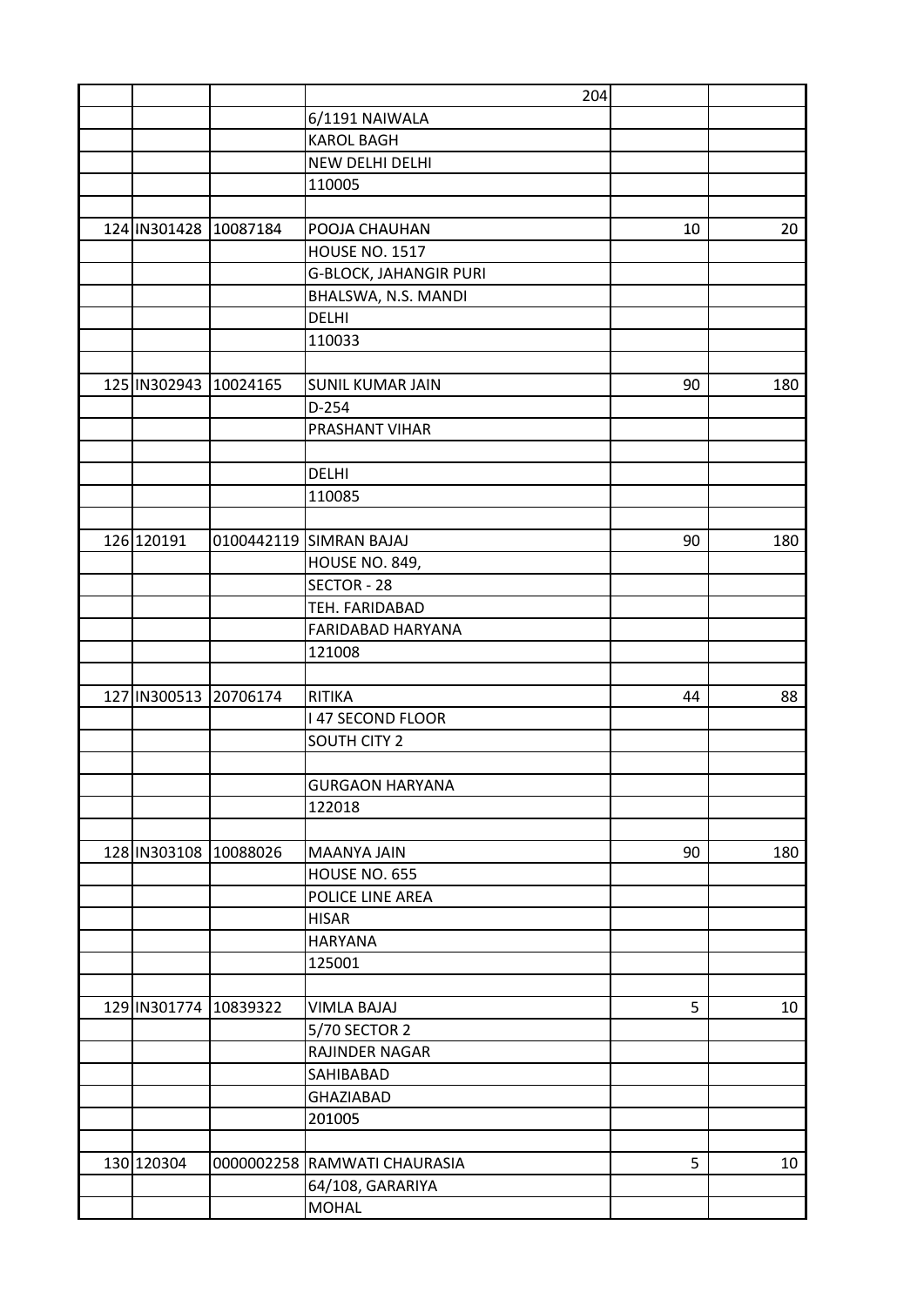| | | | | | |
|---|---|---|---|---|---|
| | | | 204 | | |
| | | | 6/1191 NAIWALA | | |
| | | | KAROL BAGH | | |
| | | | NEW DELHI DELHI | | |
| | | | 110005 | | |
| | | | | | |
| 124 | IN301428 | 10087184 | POOJA CHAUHAN | 10 | 20 |
| | | | HOUSE NO. 1517 | | |
| | | | G-BLOCK, JAHANGIR PURI | | |
| | | | BHALSWA, N.S. MANDI | | |
| | | | DELHI | | |
| | | | 110033 | | |
| | | | | | |
| 125 | IN302943 | 10024165 | SUNIL KUMAR JAIN | 90 | 180 |
| | | | D-254 | | |
| | | | PRASHANT VIHAR | | |
| | | | | | |
| | | | DELHI | | |
| | | | 110085 | | |
| | | | | | |
| 126 | 120191 | 0100442119 | SIMRAN BAJAJ | 90 | 180 |
| | | | HOUSE NO. 849, | | |
| | | | SECTOR - 28 | | |
| | | | TEH. FARIDABAD | | |
| | | | FARIDABAD HARYANA | | |
| | | | 121008 | | |
| | | | | | |
| 127 | IN300513 | 20706174 | RITIKA | 44 | 88 |
| | | | I 47 SECOND FLOOR | | |
| | | | SOUTH CITY 2 | | |
| | | | | | |
| | | | GURGAON HARYANA | | |
| | | | 122018 | | |
| | | | | | |
| 128 | IN303108 | 10088026 | MAANYA JAIN | 90 | 180 |
| | | | HOUSE NO. 655 | | |
| | | | POLICE LINE AREA | | |
| | | | HISAR | | |
| | | | HARYANA | | |
| | | | 125001 | | |
| | | | | | |
| 129 | IN301774 | 10839322 | VIMLA BAJAJ | 5 | 10 |
| | | | 5/70 SECTOR 2 | | |
| | | | RAJINDER NAGAR | | |
| | | | SAHIBABAD | | |
| | | | GHAZIABAD | | |
| | | | 201005 | | |
| | | | | | |
| 130 | 120304 | 0000002258 | RAMWATI CHAURASIA | 5 | 10 |
| | | | 64/108, GARARIYA | | |
| | | | MOHAL | | |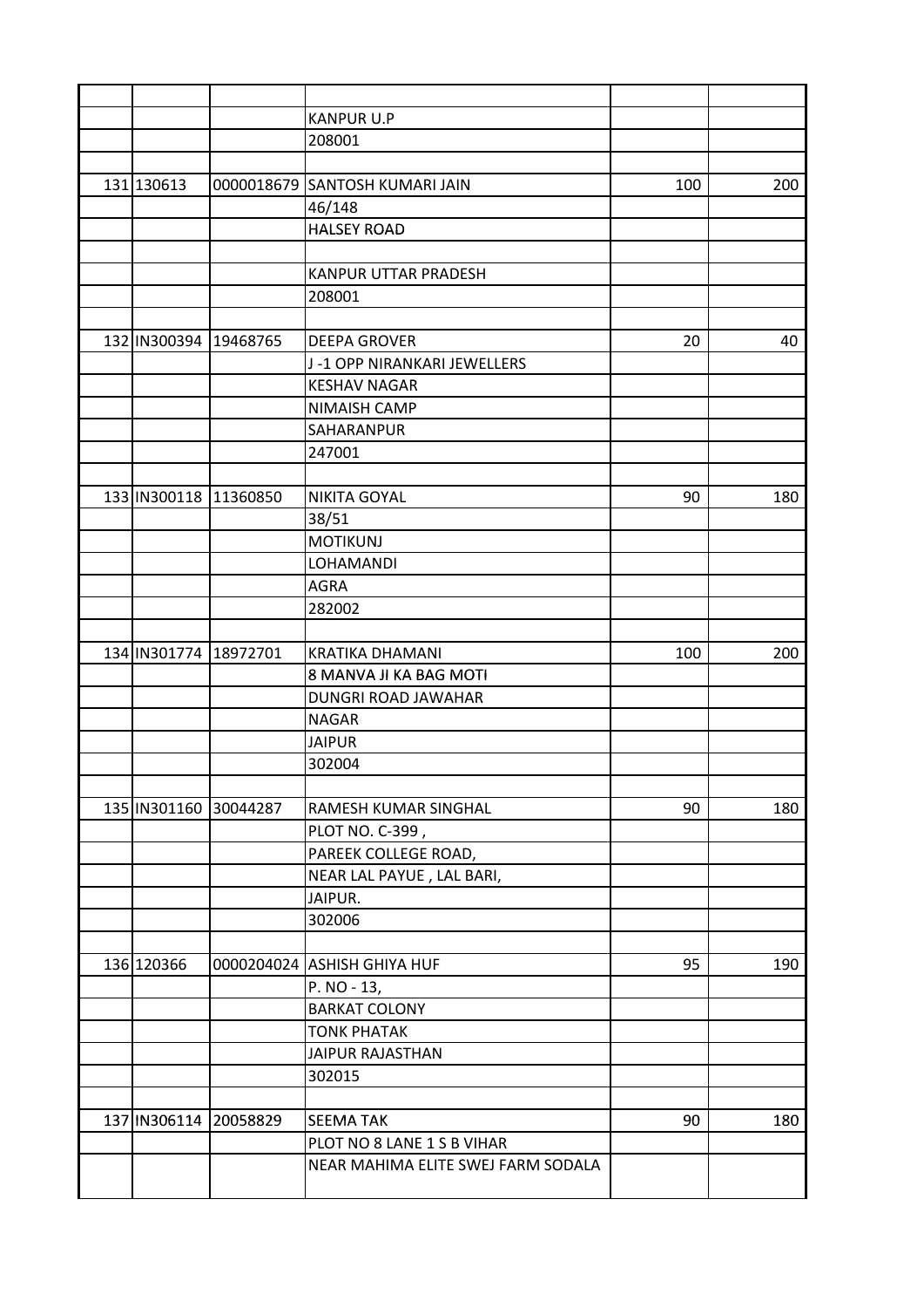| | | | | | |
|---|---|---|---|---|---|
| | | | | | |
| | | | KANPUR U.P | | |
| | | | 208001 | | |
| | | | | | |
| 131 | 130613 | 0000018679 | SANTOSH KUMARI JAIN | 100 | 200 |
| | | | 46/148 | | |
| | | | HALSEY ROAD | | |
| | | | | | |
| | | | KANPUR UTTAR PRADESH | | |
| | | | 208001 | | |
| | | | | | |
| 132 | IN300394 | 19468765 | DEEPA GROVER | 20 | 40 |
| | | | J -1 OPP NIRANKARI JEWELLERS | | |
| | | | KESHAV NAGAR | | |
| | | | NIMAISH CAMP | | |
| | | | SAHARANPUR | | |
| | | | 247001 | | |
| | | | | | |
| 133 | IN300118 | 11360850 | NIKITA GOYAL | 90 | 180 |
| | | | 38/51 | | |
| | | | MOTIKUNJ | | |
| | | | LOHAMANDI | | |
| | | | AGRA | | |
| | | | 282002 | | |
| | | | | | |
| 134 | IN301774 | 18972701 | KRATIKA DHAMANI | 100 | 200 |
| | | | 8 MANVA JI KA BAG MOTI | | |
| | | | DUNGRI ROAD JAWAHAR | | |
| | | | NAGAR | | |
| | | | JAIPUR | | |
| | | | 302004 | | |
| | | | | | |
| 135 | IN301160 | 30044287 | RAMESH KUMAR SINGHAL | 90 | 180 |
| | | | PLOT NO. C-399 , | | |
| | | | PAREEK COLLEGE ROAD, | | |
| | | | NEAR LAL PAYUE , LAL BARI, | | |
| | | | JAIPUR. | | |
| | | | 302006 | | |
| | | | | | |
| 136 | 120366 | 0000204024 | ASHISH GHIYA HUF | 95 | 190 |
| | | | P. NO - 13, | | |
| | | | BARKAT COLONY | | |
| | | | TONK PHATAK | | |
| | | | JAIPUR RAJASTHAN | | |
| | | | 302015 | | |
| | | | | | |
| 137 | IN306114 | 20058829 | SEEMA TAK | 90 | 180 |
| | | | PLOT NO 8 LANE 1 S B VIHAR | | |
| | | | NEAR MAHIMA ELITE SWEJ FARM SODALA | | |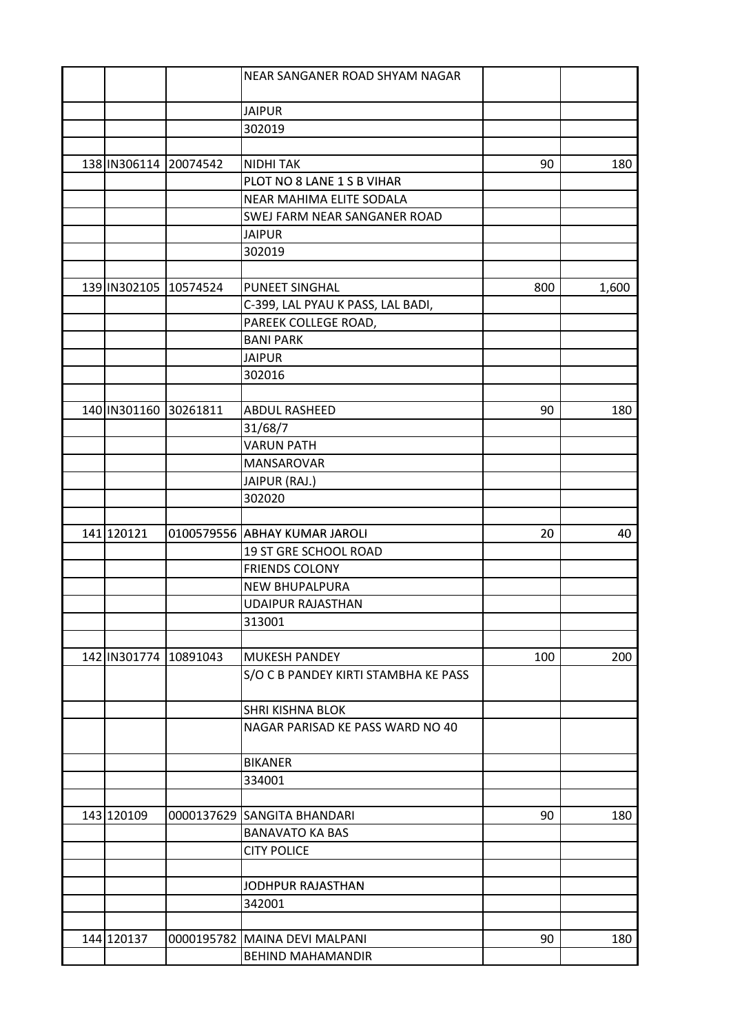| | | | | | |
|---|---|---|---|---|---|
| | | | NEAR SANGANER ROAD SHYAM NAGAR | | |
| | | | JAIPUR | | |
| | | | 302019 | | |
| | | | | | |
| 138 | IN306114 | 20074542 | NIDHI TAK | 90 | 180 |
| | | | PLOT NO 8 LANE 1 S B VIHAR | | |
| | | | NEAR MAHIMA ELITE SODALA | | |
| | | | SWEJ FARM NEAR SANGANER ROAD | | |
| | | | JAIPUR | | |
| | | | 302019 | | |
| | | | | | |
| 139 | IN302105 | 10574524 | PUNEET SINGHAL | 800 | 1,600 |
| | | | C-399, LAL PYAU K PASS, LAL BADI, | | |
| | | | PAREEK COLLEGE ROAD, | | |
| | | | BANI PARK | | |
| | | | JAIPUR | | |
| | | | 302016 | | |
| | | | | | |
| 140 | IN301160 | 30261811 | ABDUL RASHEED | 90 | 180 |
| | | | 31/68/7 | | |
| | | | VARUN PATH | | |
| | | | MANSAROVAR | | |
| | | | JAIPUR (RAJ.) | | |
| | | | 302020 | | |
| | | | | | |
| 141 | 120121 | 0100579556 | ABHAY KUMAR JAROLI | 20 | 40 |
| | | | 19 ST GRE SCHOOL ROAD | | |
| | | | FRIENDS COLONY | | |
| | | | NEW BHUPALPURA | | |
| | | | UDAIPUR RAJASTHAN | | |
| | | | 313001 | | |
| | | | | | |
| 142 | IN301774 | 10891043 | MUKESH PANDEY | 100 | 200 |
| | | | S/O C B PANDEY KIRTI STAMBHA KE PASS | | |
| | | | SHRI KISHNA BLOK | | |
| | | | NAGAR PARISAD KE PASS WARD NO 40 | | |
| | | | BIKANER | | |
| | | | 334001 | | |
| | | | | | |
| 143 | 120109 | 0000137629 | SANGITA BHANDARI | 90 | 180 |
| | | | BANAVATO KA BAS | | |
| | | | CITY POLICE | | |
| | | | | | |
| | | | JODHPUR RAJASTHAN | | |
| | | | 342001 | | |
| | | | | | |
| 144 | 120137 | 0000195782 | MAINA DEVI MALPANI | 90 | 180 |
| | | | BEHIND MAHAMANDIR | | |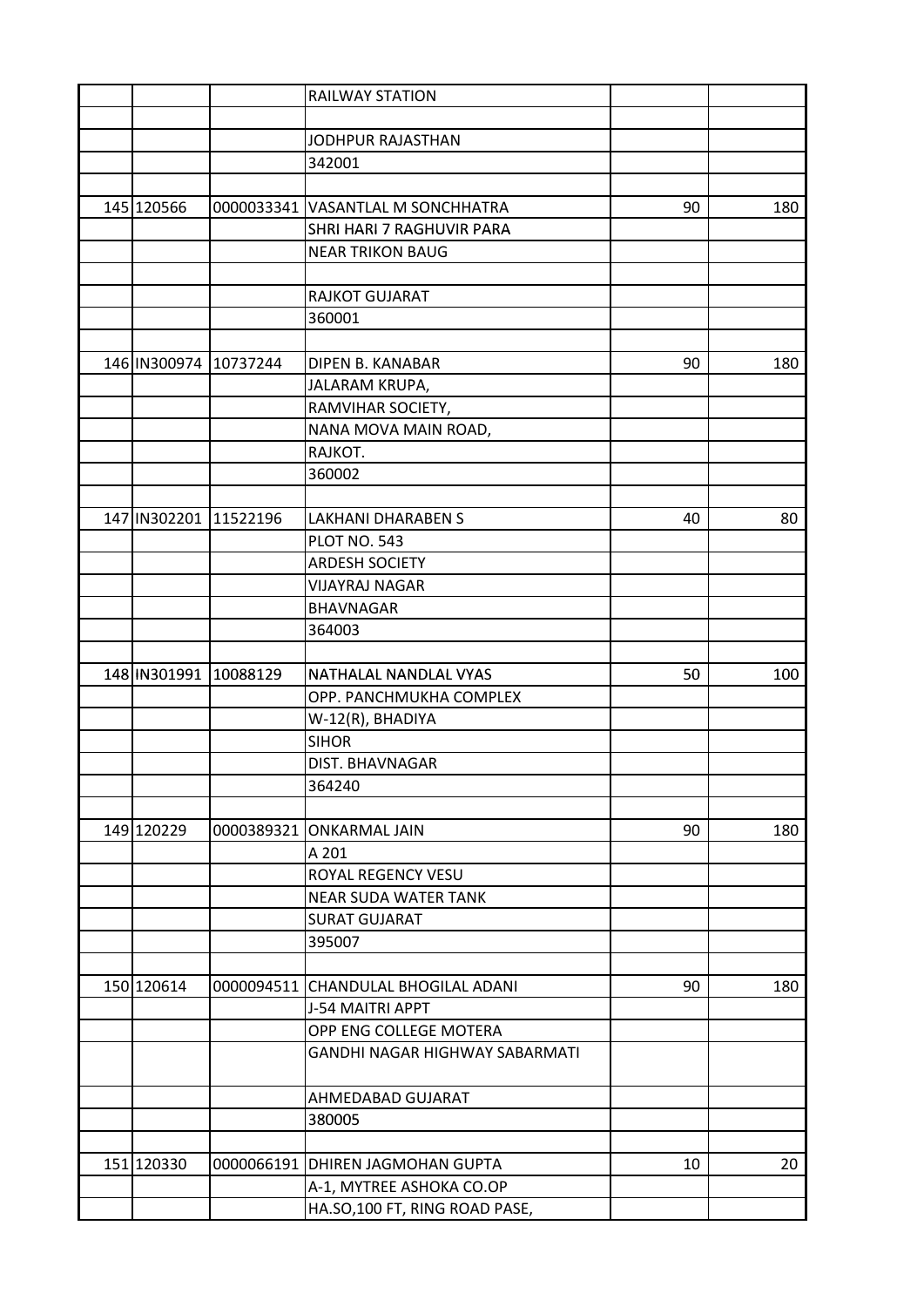| | | | | | |
|---|---|---|---|---|---|
| | | | RAILWAY STATION | | |
| | | | | | |
| | | | JODHPUR RAJASTHAN | | |
| | | | 342001 | | |
| | | | | | |
| 145 | 120566 | 0000033341 | VASANTLAL M SONCHHATRA | 90 | 180 |
| | | | SHRI HARI 7 RAGHUVIR PARA | | |
| | | | NEAR TRIKON BAUG | | |
| | | | | | |
| | | | RAJKOT GUJARAT | | |
| | | | 360001 | | |
| | | | | | |
| 146 | IN300974 | 10737244 | DIPEN B. KANABAR | 90 | 180 |
| | | | JALARAM KRUPA, | | |
| | | | RAMVIHAR SOCIETY, | | |
| | | | NANA MOVA MAIN ROAD, | | |
| | | | RAJKOT. | | |
| | | | 360002 | | |
| | | | | | |
| 147 | IN302201 | 11522196 | LAKHANI DHARABEN S | 40 | 80 |
| | | | PLOT NO. 543 | | |
| | | | ARDESH SOCIETY | | |
| | | | VIJAYRAJ NAGAR | | |
| | | | BHAVNAGAR | | |
| | | | 364003 | | |
| | | | | | |
| 148 | IN301991 | 10088129 | NATHALAL NANDLAL VYAS | 50 | 100 |
| | | | OPP. PANCHMUKHA COMPLEX | | |
| | | | W-12(R), BHADIYA | | |
| | | | SIHOR | | |
| | | | DIST. BHAVNAGAR | | |
| | | | 364240 | | |
| | | | | | |
| 149 | 120229 | 0000389321 | ONKARMAL JAIN | 90 | 180 |
| | | | A 201 | | |
| | | | ROYAL REGENCY VESU | | |
| | | | NEAR SUDA WATER TANK | | |
| | | | SURAT GUJARAT | | |
| | | | 395007 | | |
| | | | | | |
| 150 | 120614 | 0000094511 | CHANDULAL BHOGILAL ADANI | 90 | 180 |
| | | | J-54 MAITRI APPT | | |
| | | | OPP ENG COLLEGE MOTERA | | |
| | | | GANDHI NAGAR HIGHWAY SABARMATI | | |
| | | | AHMEDABAD GUJARAT | | |
| | | | 380005 | | |
| | | | | | |
| 151 | 120330 | 0000066191 | DHIREN JAGMOHAN GUPTA | 10 | 20 |
| | | | A-1, MYTREE ASHOKA CO.OP | | |
| | | | HA.SO,100 FT, RING ROAD PASE, | | |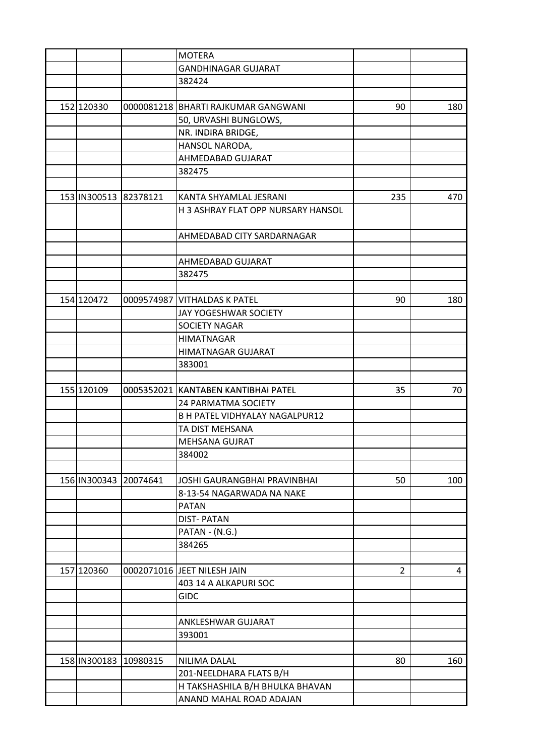| | | | | | |
|---|---|---|---|---|---|
| | | | MOTERA | | |
| | | | GANDHINAGAR GUJARAT | | |
| | | | 382424 | | |
| | | | | | |
| 152 | 120330 | 0000081218 | BHARTI RAJKUMAR GANGWANI | 90 | 180 |
| | | | 50, URVASHI BUNGLOWS, | | |
| | | | NR. INDIRA BRIDGE, | | |
| | | | HANSOL NARODA, | | |
| | | | AHMEDABAD GUJARAT | | |
| | | | 382475 | | |
| | | | | | |
| 153 | IN300513 | 82378121 | KANTA SHYAMLAL JESRANI | 235 | 470 |
| | | | H 3 ASHRAY FLAT OPP NURSARY HANSOL | | |
| | | | AHMEDABAD CITY SARDARNAGAR | | |
| | | | | | |
| | | | AHMEDABAD GUJARAT | | |
| | | | 382475 | | |
| | | | | | |
| 154 | 120472 | 0009574987 | VITHALDAS K PATEL | 90 | 180 |
| | | | JAY YOGESHWAR SOCIETY | | |
| | | | SOCIETY NAGAR | | |
| | | | HIMATNAGAR | | |
| | | | HIMATNAGAR GUJARAT | | |
| | | | 383001 | | |
| | | | | | |
| 155 | 120109 | 0005352021 | KANTABEN KANTIBHAI PATEL | 35 | 70 |
| | | | 24 PARMATMA SOCIETY | | |
| | | | B H PATEL VIDHYALAY NAGALPUR12 | | |
| | | | TA DIST MEHSANA | | |
| | | | MEHSANA GUJRAT | | |
| | | | 384002 | | |
| | | | | | |
| 156 | IN300343 | 20074641 | JOSHI GAURANGBHAI PRAVINBHAI | 50 | 100 |
| | | | 8-13-54 NAGARWADA NA NAKE | | |
| | | | PATAN | | |
| | | | DIST- PATAN | | |
| | | | PATAN - (N.G.) | | |
| | | | 384265 | | |
| | | | | | |
| 157 | 120360 | 0002071016 | JEET NILESH JAIN | 2 | 4 |
| | | | 403 14 A ALKAPURI SOC | | |
| | | | GIDC | | |
| | | | | | |
| | | | ANKLESHWAR GUJARAT | | |
| | | | 393001 | | |
| | | | | | |
| 158 | IN300183 | 10980315 | NILIMA DALAL | 80 | 160 |
| | | | 201-NEELDHARA FLATS B/H | | |
| | | | H TAKSHASHILA B/H BHULKA BHAVAN | | |
| | | | ANAND MAHAL ROAD ADAJAN | | |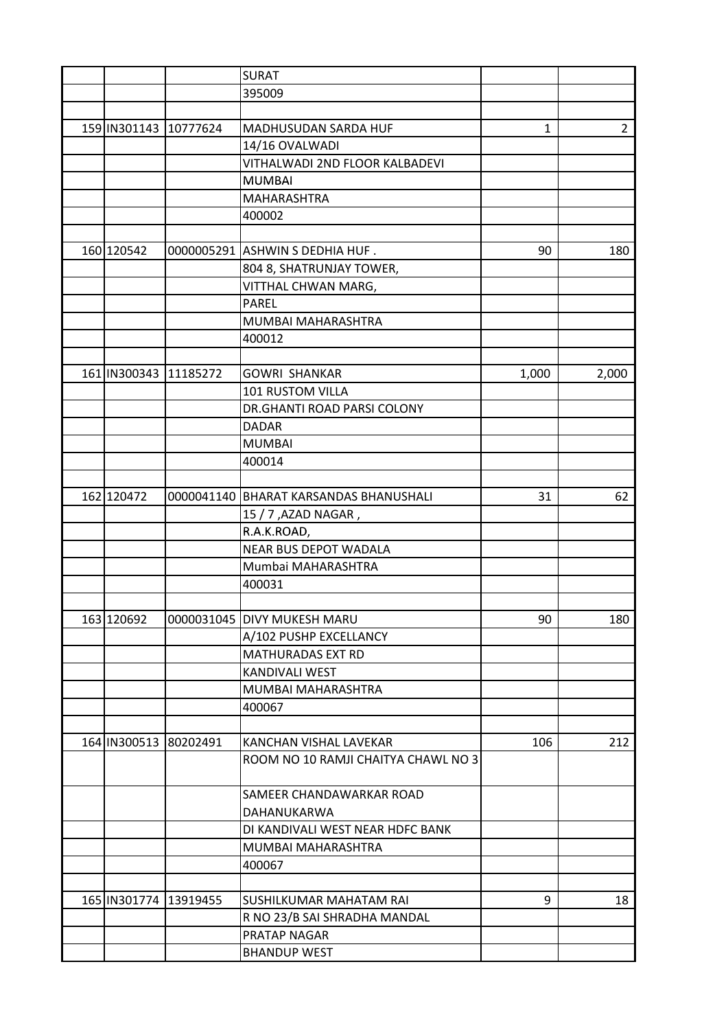| | | | | | |
|---|---|---|---|---|---|
| | | | SURAT | | |
| | | | 395009 | | |
| | | | | | |
| 159 | IN301143 | 10777624 | MADHUSUDAN SARDA HUF | 1 | 2 |
| | | | 14/16 OVALWADI | | |
| | | | VITHALWADI 2ND FLOOR KALBADEVI | | |
| | | | MUMBAI | | |
| | | | MAHARASHTRA | | |
| | | | 400002 | | |
| | | | | | |
| 160 | 120542 | 0000005291 | ASHWIN S DEDHIA HUF . | 90 | 180 |
| | | | 804 8, SHATRUNJAY TOWER, | | |
| | | | VITTHAL CHWAN MARG, | | |
| | | | PAREL | | |
| | | | MUMBAI MAHARASHTRA | | |
| | | | 400012 | | |
| | | | | | |
| 161 | IN300343 | 11185272 | GOWRI SHANKAR | 1,000 | 2,000 |
| | | | 101 RUSTOM VILLA | | |
| | | | DR.GHANTI ROAD PARSI COLONY | | |
| | | | DADAR | | |
| | | | MUMBAI | | |
| | | | 400014 | | |
| | | | | | |
| 162 | 120472 | 0000041140 | BHARAT KARSANDAS BHANUSHALI | 31 | 62 |
| | | | 15 / 7 ,AZAD NAGAR , | | |
| | | | R.A.K.ROAD, | | |
| | | | NEAR BUS DEPOT WADALA | | |
| | | | Mumbai MAHARASHTRA | | |
| | | | 400031 | | |
| | | | | | |
| 163 | 120692 | 0000031045 | DIVY MUKESH MARU | 90 | 180 |
| | | | A/102 PUSHP EXCELLANCY | | |
| | | | MATHURADAS EXT RD | | |
| | | | KANDIVALI WEST | | |
| | | | MUMBAI MAHARASHTRA | | |
| | | | 400067 | | |
| | | | | | |
| 164 | IN300513 | 80202491 | KANCHAN VISHAL LAVEKAR | 106 | 212 |
| | | | ROOM NO 10 RAMJI CHAITYA CHAWL NO 3 | | |
| | | | SAMEER CHANDAWARKAR ROAD | | |
| | | | DAHANUKARWA | | |
| | | | DI KANDIVALI WEST NEAR HDFC BANK | | |
| | | | MUMBAI MAHARASHTRA | | |
| | | | 400067 | | |
| | | | | | |
| 165 | IN301774 | 13919455 | SUSHILKUMAR MAHATAM RAI | 9 | 18 |
| | | | R NO 23/B SAI SHRADHA MANDAL | | |
| | | | PRATAP NAGAR | | |
| | | | BHANDUP WEST | | |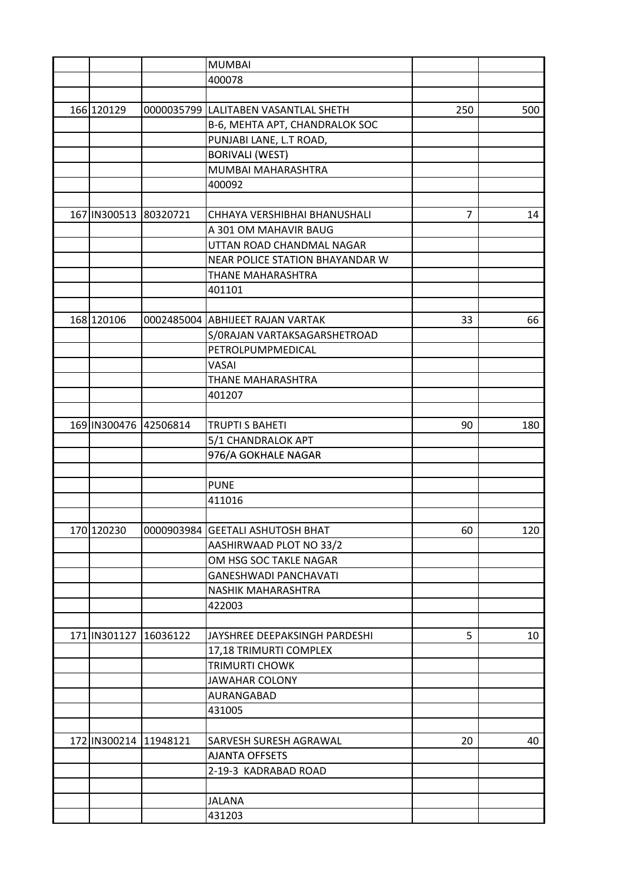| | | | | | |
|---|---|---|---|---|---|
| | | | MUMBAI | | |
| | | | 400078 | | |
| | | | | | |
| 166 | 120129 | 0000035799 | LALITABEN VASANTLAL SHETH | 250 | 500 |
| | | | B-6, MEHTA APT, CHANDRALOK SOC | | |
| | | | PUNJABI LANE, L.T ROAD, | | |
| | | | BORIVALI (WEST) | | |
| | | | MUMBAI MAHARASHTRA | | |
| | | | 400092 | | |
| | | | | | |
| 167 | IN300513 | 80320721 | CHHAYA VERSHIBHAI BHANUSHALI | 7 | 14 |
| | | | A 301 OM MAHAVIR BAUG | | |
| | | | UTTAN ROAD CHANDMAL NAGAR | | |
| | | | NEAR POLICE STATION BHAYANDAR W | | |
| | | | THANE MAHARASHTRA | | |
| | | | 401101 | | |
| | | | | | |
| 168 | 120106 | 0002485004 | ABHIJEET RAJAN VARTAK | 33 | 66 |
| | | | S/0RAJAN VARTAKSAGARSHETROAD | | |
| | | | PETROLPUMPMEDICAL | | |
| | | | VASAI | | |
| | | | THANE MAHARASHTRA | | |
| | | | 401207 | | |
| | | | | | |
| 169 | IN300476 | 42506814 | TRUPTI S BAHETI | 90 | 180 |
| | | | 5/1 CHANDRALOK APT | | |
| | | | 976/A GOKHALE NAGAR | | |
| | | | | | |
| | | | PUNE | | |
| | | | 411016 | | |
| | | | | | |
| 170 | 120230 | 0000903984 | GEETALI ASHUTOSH BHAT | 60 | 120 |
| | | | AASHIRWAAD PLOT NO 33/2 | | |
| | | | OM HSG SOC TAKLE NAGAR | | |
| | | | GANESHWADI PANCHAVATI | | |
| | | | NASHIK MAHARASHTRA | | |
| | | | 422003 | | |
| | | | | | |
| 171 | IN301127 | 16036122 | JAYSHREE DEEPAKSINGH PARDESHI | 5 | 10 |
| | | | 17,18 TRIMURTI COMPLEX | | |
| | | | TRIMURTI CHOWK | | |
| | | | JAWAHAR COLONY | | |
| | | | AURANGABAD | | |
| | | | 431005 | | |
| | | | | | |
| 172 | IN300214 | 11948121 | SARVESH SURESH AGRAWAL | 20 | 40 |
| | | | AJANTA OFFSETS | | |
| | | | 2-19-3 KADRABAD ROAD | | |
| | | | | | |
| | | | JALANA | | |
| | | | 431203 | | |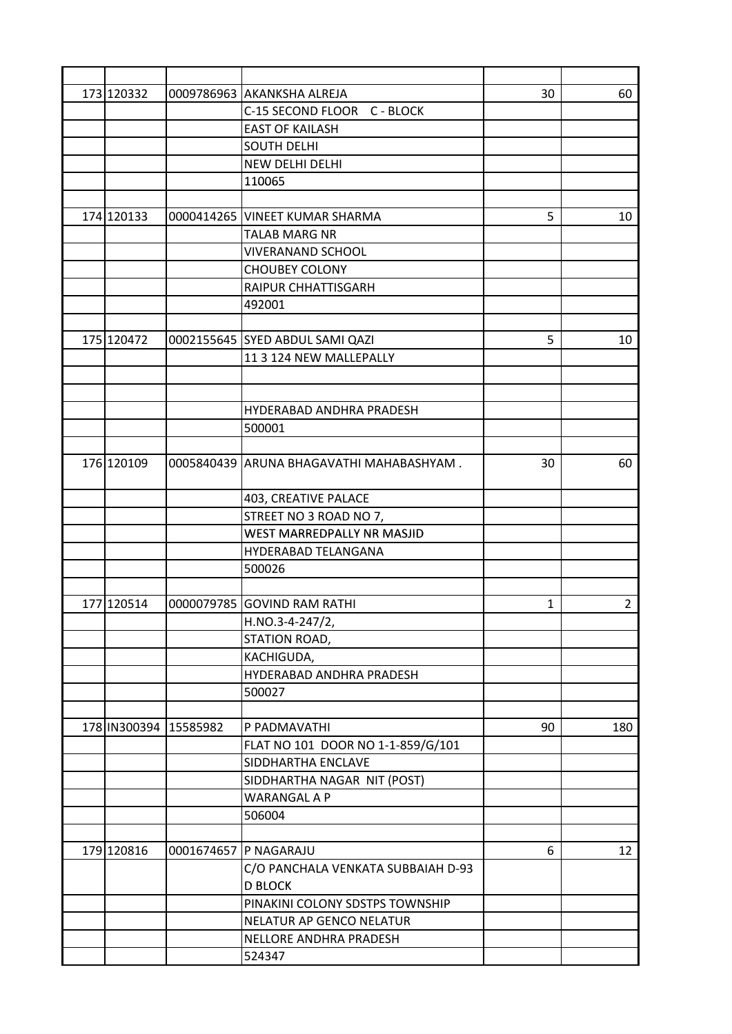| | | | | | |
|---|---|---|---|---|---|
| 173 | 120332 | 0009786963 | AKANKSHA ALREJA | 30 | 60 |
| | | | C-15 SECOND FLOOR C - BLOCK | | |
| | | | EAST OF KAILASH | | |
| | | | SOUTH DELHI | | |
| | | | NEW DELHI DELHI | | |
| | | | 110065 | | |
| | | | | | |
| 174 | 120133 | 0000414265 | VINEET KUMAR SHARMA | 5 | 10 |
| | | | TALAB MARG NR | | |
| | | | VIVERANAND SCHOOL | | |
| | | | CHOUBEY COLONY | | |
| | | | RAIPUR CHHATTISGARH | | |
| | | | 492001 | | |
| | | | | | |
| 175 | 120472 | 0002155645 | SYED ABDUL SAMI QAZI | 5 | 10 |
| | | | 11 3 124 NEW MALLEPALLY | | |
| | | | | | |
| | | | | | |
| | | | HYDERABAD ANDHRA PRADESH | | |
| | | | 500001 | | |
| | | | | | |
| 176 | 120109 | 0005840439 | ARUNA BHAGAVATHI MAHABASHYAM . | 30 | 60 |
| | | | 403, CREATIVE PALACE | | |
| | | | STREET NO 3 ROAD NO 7, | | |
| | | | WEST MARREDPALLY NR MASJID | | |
| | | | HYDERABAD TELANGANA | | |
| | | | 500026 | | |
| | | | | | |
| 177 | 120514 | 0000079785 | GOVIND RAM RATHI | 1 | 2 |
| | | | H.NO.3-4-247/2, | | |
| | | | STATION ROAD, | | |
| | | | KACHIGUDA, | | |
| | | | HYDERABAD ANDHRA PRADESH | | |
| | | | 500027 | | |
| | | | | | |
| 178 | IN300394 | 15585982 | P PADMAVATHI | 90 | 180 |
| | | | FLAT NO 101 DOOR NO 1-1-859/G/101 | | |
| | | | SIDDHARTHA ENCLAVE | | |
| | | | SIDDHARTHA NAGAR NIT (POST) | | |
| | | | WARANGAL A P | | |
| | | | 506004 | | |
| | | | | | |
| 179 | 120816 | 0001674657 | P NAGARAJU | 6 | 12 |
| | | | C/O PANCHALA VENKATA SUBBAIAH D-93 D BLOCK | | |
| | | | PINAKINI COLONY SDSTPS TOWNSHIP | | |
| | | | NELATUR AP GENCO NELATUR | | |
| | | | NELLORE ANDHRA PRADESH | | |
| | | | 524347 | | |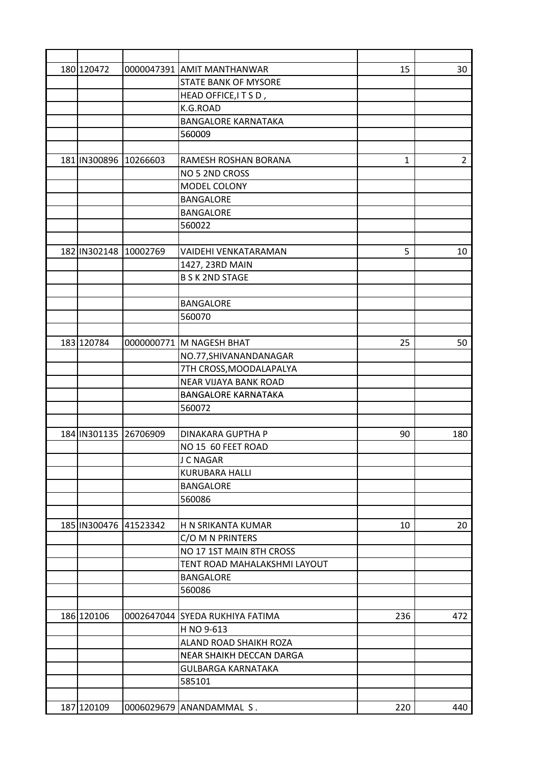| | | | | | |
|---|---|---|---|---|---|
| 180 | 120472 | 0000047391 | AMIT MANTHANWAR | 15 | 30 |
| | | | STATE BANK OF MYSORE | | |
| | | | HEAD OFFICE,I T S D , | | |
| | | | K.G.ROAD | | |
| | | | BANGALORE KARNATAKA | | |
| | | | 560009 | | |
| | | | | | |
| 181 | IN300896 | 10266603 | RAMESH ROSHAN BORANA | 1 | 2 |
| | | | NO 5 2ND CROSS | | |
| | | | MODEL COLONY | | |
| | | | BANGALORE | | |
| | | | BANGALORE | | |
| | | | 560022 | | |
| | | | | | |
| 182 | IN302148 | 10002769 | VAIDEHI VENKATARAMAN | 5 | 10 |
| | | | 1427, 23RD MAIN | | |
| | | | B S K 2ND STAGE | | |
| | | | | | |
| | | | BANGALORE | | |
| | | | 560070 | | |
| | | | | | |
| 183 | 120784 | 0000000771 | M NAGESH BHAT | 25 | 50 |
| | | | NO.77,SHIVANANDANAGAR | | |
| | | | 7TH CROSS,MOODALAPALYA | | |
| | | | NEAR VIJAYA BANK ROAD | | |
| | | | BANGALORE KARNATAKA | | |
| | | | 560072 | | |
| | | | | | |
| 184 | IN301135 | 26706909 | DINAKARA GUPTHA P | 90 | 180 |
| | | | NO 15 60 FEET ROAD | | |
| | | | J C NAGAR | | |
| | | | KURUBARA HALLI | | |
| | | | BANGALORE | | |
| | | | 560086 | | |
| | | | | | |
| 185 | IN300476 | 41523342 | H N SRIKANTA KUMAR | 10 | 20 |
| | | | C/O M N PRINTERS | | |
| | | | NO 17 1ST MAIN 8TH CROSS | | |
| | | | TENT ROAD MAHALAKSHMI LAYOUT | | |
| | | | BANGALORE | | |
| | | | 560086 | | |
| | | | | | |
| 186 | 120106 | 0002647044 | SYEDA RUKHIYA FATIMA | 236 | 472 |
| | | | H NO 9-613 | | |
| | | | ALAND ROAD SHAIKH ROZA | | |
| | | | NEAR SHAIKH DECCAN DARGA | | |
| | | | GULBARGA KARNATAKA | | |
| | | | 585101 | | |
| | | | | | |
| 187 | 120109 | 0006029679 | ANANDAMMAL S . | 220 | 440 |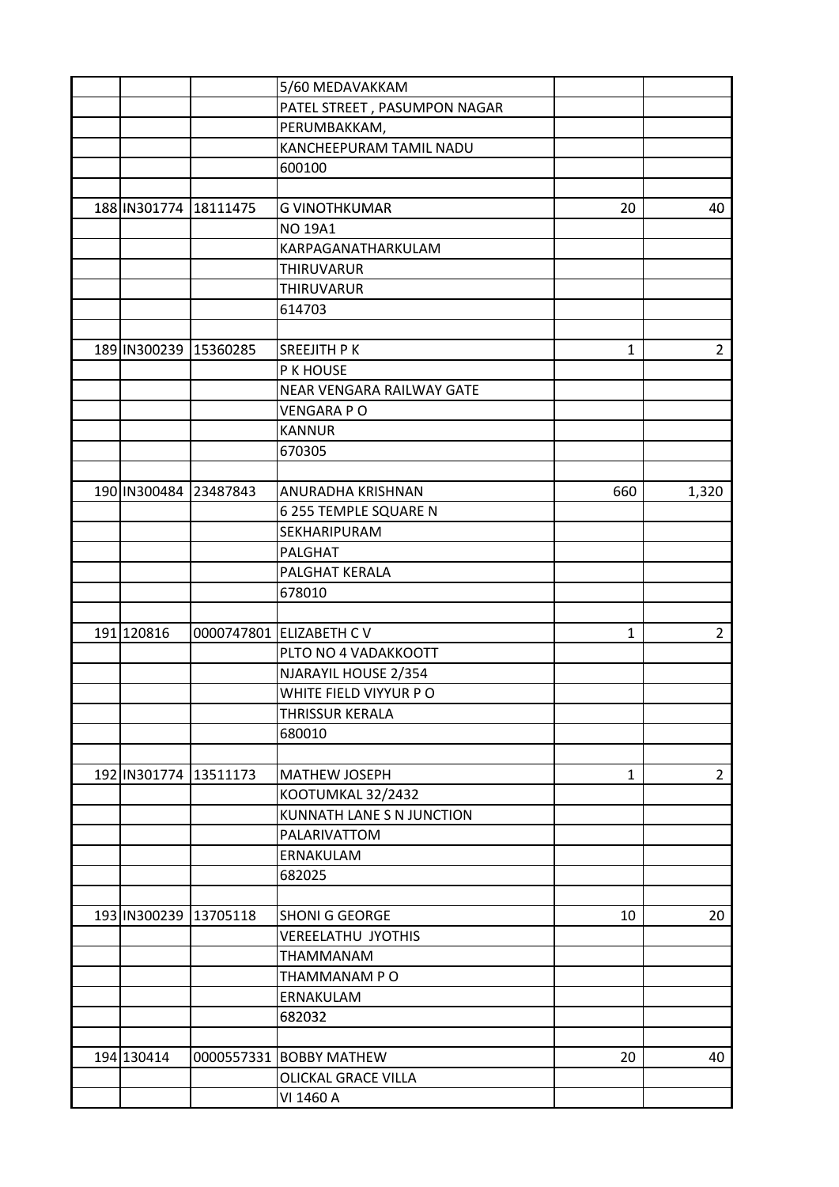| | | | | | |
|---|---|---|---|---|---|
| | | | 5/60 MEDAVAKKAM | | |
| | | | PATEL STREET , PASUMPON NAGAR | | |
| | | | PERUMBAKKAM, | | |
| | | | KANCHEEPURAM TAMIL NADU | | |
| | | | 600100 | | |
| | | | | | |
| 188 | IN301774 | 18111475 | G VINOTHKUMAR | 20 | 40 |
| | | | NO 19A1 | | |
| | | | KARPAGANATHARKULAM | | |
| | | | THIRUVARUR | | |
| | | | THIRUVARUR | | |
| | | | 614703 | | |
| | | | | | |
| 189 | IN300239 | 15360285 | SREEJITH P K | 1 | 2 |
| | | | P K HOUSE | | |
| | | | NEAR VENGARA RAILWAY GATE | | |
| | | | VENGARA P O | | |
| | | | KANNUR | | |
| | | | 670305 | | |
| | | | | | |
| 190 | IN300484 | 23487843 | ANURADHA KRISHNAN | 660 | 1,320 |
| | | | 6 255 TEMPLE SQUARE N | | |
| | | | SEKHARIPURAM | | |
| | | | PALGHAT | | |
| | | | PALGHAT KERALA | | |
| | | | 678010 | | |
| | | | | | |
| 191 | 120816 | 0000747801 | ELIZABETH C V | 1 | 2 |
| | | | PLTO NO 4 VADAKKOOTT | | |
| | | | NJARAYIL HOUSE 2/354 | | |
| | | | WHITE FIELD VIYYUR P O | | |
| | | | THRISSUR KERALA | | |
| | | | 680010 | | |
| | | | | | |
| 192 | IN301774 | 13511173 | MATHEW JOSEPH | 1 | 2 |
| | | | KOOTUMKAL 32/2432 | | |
| | | | KUNNATH LANE S N JUNCTION | | |
| | | | PALARIVATTOM | | |
| | | | ERNAKULAM | | |
| | | | 682025 | | |
| | | | | | |
| 193 | IN300239 | 13705118 | SHONI G GEORGE | 10 | 20 |
| | | | VEREELATHU JYOTHIS | | |
| | | | THAMMANAM | | |
| | | | THAMMANAM P O | | |
| | | | ERNAKULAM | | |
| | | | 682032 | | |
| | | | | | |
| 194 | 130414 | 0000557331 | BOBBY MATHEW | 20 | 40 |
| | | | OLICKAL GRACE VILLA | | |
| | | | VI 1460 A | | |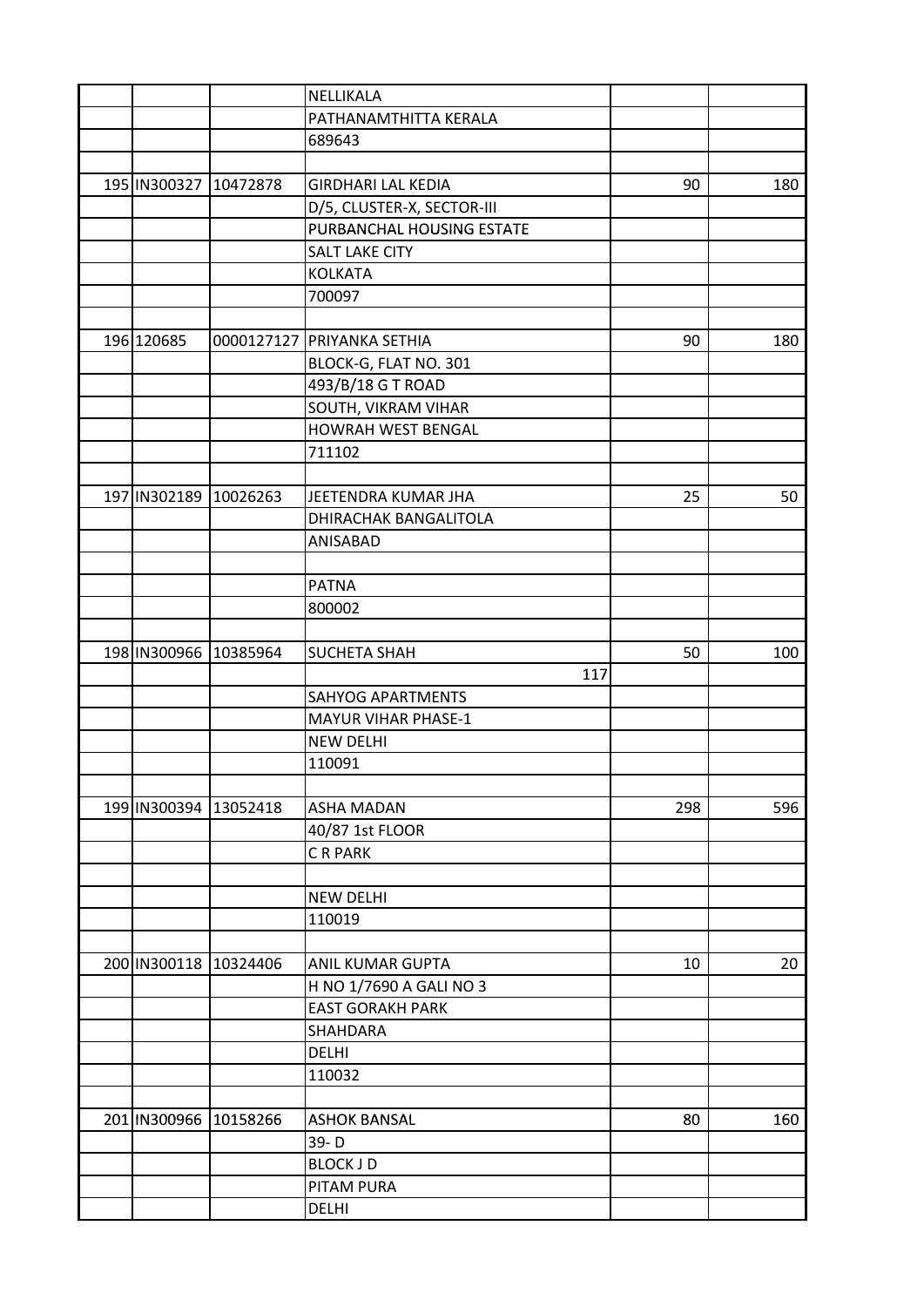| | | | | | |
|---|---|---|---|---|---|
| | | | NELLIKALA | | |
| | | | PATHANAMTHITTA KERALA | | |
| | | | 689643 | | |
| | | | | | |
| 195 | IN300327 | 10472878 | GIRDHARI LAL KEDIA | 90 | 180 |
| | | | D/5, CLUSTER-X, SECTOR-III | | |
| | | | PURBANCHAL HOUSING ESTATE | | |
| | | | SALT LAKE CITY | | |
| | | | KOLKATA | | |
| | | | 700097 | | |
| | | | | | |
| 196 | 120685 | 0000127127 | PRIYANKA SETHIA | 90 | 180 |
| | | | BLOCK-G, FLAT NO. 301 | | |
| | | | 493/B/18 G T ROAD | | |
| | | | SOUTH, VIKRAM VIHAR | | |
| | | | HOWRAH WEST BENGAL | | |
| | | | 711102 | | |
| | | | | | |
| 197 | IN302189 | 10026263 | JEETENDRA KUMAR JHA | 25 | 50 |
| | | | DHIRACHAK BANGALITOLA | | |
| | | | ANISABAD | | |
| | | | | | |
| | | | PATNA | | |
| | | | 800002 | | |
| | | | | | |
| 198 | IN300966 | 10385964 | SUCHETA SHAH | 50 | 100 |
| | | | 117 | | |
| | | | SAHYOG APARTMENTS | | |
| | | | MAYUR VIHAR PHASE-1 | | |
| | | | NEW DELHI | | |
| | | | 110091 | | |
| | | | | | |
| 199 | IN300394 | 13052418 | ASHA MADAN | 298 | 596 |
| | | | 40/87 1st FLOOR | | |
| | | | C R PARK | | |
| | | | | | |
| | | | NEW DELHI | | |
| | | | 110019 | | |
| | | | | | |
| 200 | IN300118 | 10324406 | ANIL KUMAR GUPTA | 10 | 20 |
| | | | H NO 1/7690 A GALI NO 3 | | |
| | | | EAST GORAKH PARK | | |
| | | | SHAHDARA | | |
| | | | DELHI | | |
| | | | 110032 | | |
| | | | | | |
| 201 | IN300966 | 10158266 | ASHOK BANSAL | 80 | 160 |
| | | | 39- D | | |
| | | | BLOCK J D | | |
| | | | PITAM PURA | | |
| | | | DELHI | | |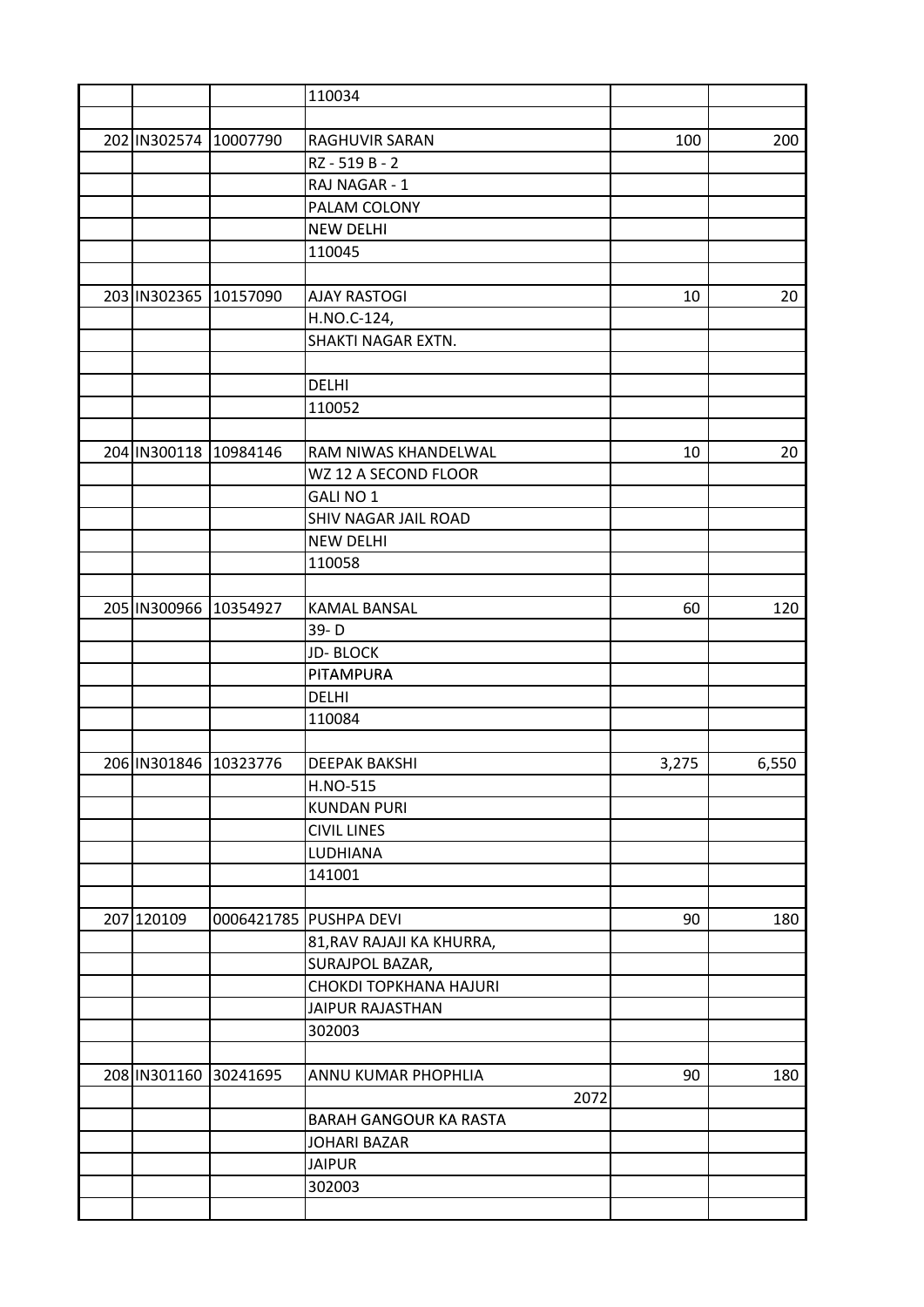| | | | | | |
|---|---|---|---|---|---|
| | | | 110034 | | |
| | | | | | |
| 202 | IN302574 | 10007790 | RAGHUVIR SARAN | 100 | 200 |
| | | | RZ - 519 B - 2 | | |
| | | | RAJ NAGAR - 1 | | |
| | | | PALAM COLONY | | |
| | | | NEW DELHI | | |
| | | | 110045 | | |
| | | | | | |
| 203 | IN302365 | 10157090 | AJAY RASTOGI | 10 | 20 |
| | | | H.NO.C-124, | | |
| | | | SHAKTI NAGAR EXTN. | | |
| | | | | | |
| | | | DELHI | | |
| | | | 110052 | | |
| | | | | | |
| 204 | IN300118 | 10984146 | RAM NIWAS KHANDELWAL | 10 | 20 |
| | | | WZ 12 A SECOND FLOOR | | |
| | | | GALI NO 1 | | |
| | | | SHIV NAGAR JAIL ROAD | | |
| | | | NEW DELHI | | |
| | | | 110058 | | |
| | | | | | |
| 205 | IN300966 | 10354927 | KAMAL BANSAL | 60 | 120 |
| | | | 39- D | | |
| | | | JD- BLOCK | | |
| | | | PITAMPURA | | |
| | | | DELHI | | |
| | | | 110084 | | |
| | | | | | |
| 206 | IN301846 | 10323776 | DEEPAK BAKSHI | 3,275 | 6,550 |
| | | | H.NO-515 | | |
| | | | KUNDAN PURI | | |
| | | | CIVIL LINES | | |
| | | | LUDHIANA | | |
| | | | 141001 | | |
| | | | | | |
| 207 | 120109 | 0006421785 | PUSHPA DEVI | 90 | 180 |
| | | | 81,RAV RAJAJI KA KHURRA, | | |
| | | | SURAJPOL BAZAR, | | |
| | | | CHOKDI TOPKHANA HAJURI | | |
| | | | JAIPUR RAJASTHAN | | |
| | | | 302003 | | |
| | | | | | |
| 208 | IN301160 | 30241695 | ANNU KUMAR PHOPHLIA | 90 | 180 |
| | | | 2072 | | |
| | | | BARAH GANGOUR KA RASTA | | |
| | | | JOHARI BAZAR | | |
| | | | JAIPUR | | |
| | | | 302003 | | |
| | | | | | |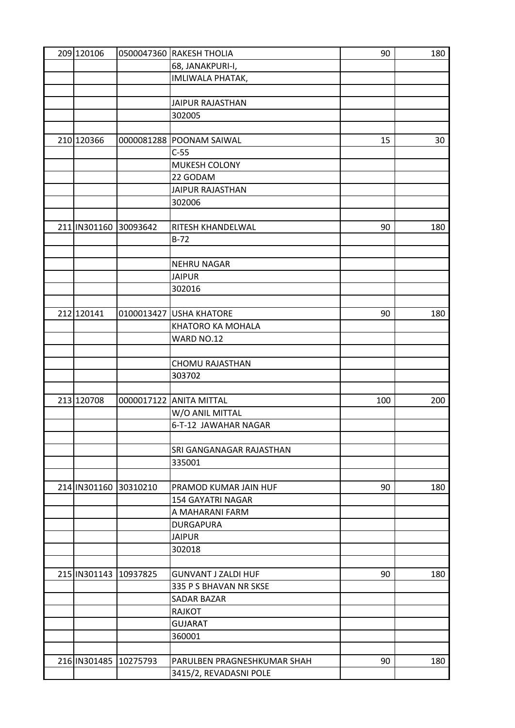| | | | | | |
|---|---|---|---|---|---|
| 209 | 120106 | 0500047360 | RAKESH THOLIA | 90 | 180 |
| | | | 68, JANAKPURI-I, | | |
| | | | IMLIWALA PHATAK, | | |
| | | | | | |
| | | | JAIPUR RAJASTHAN | | |
| | | | 302005 | | |
| | | | | | |
| 210 | 120366 | 0000081288 | POONAM SAIWAL | 15 | 30 |
| | | | C-55 | | |
| | | | MUKESH COLONY | | |
| | | | 22 GODAM | | |
| | | | JAIPUR RAJASTHAN | | |
| | | | 302006 | | |
| | | | | | |
| 211 | IN301160 | 30093642 | RITESH KHANDELWAL | 90 | 180 |
| | | | B-72 | | |
| | | | | | |
| | | | NEHRU NAGAR | | |
| | | | JAIPUR | | |
| | | | 302016 | | |
| | | | | | |
| 212 | 120141 | 0100013427 | USHA KHATORE | 90 | 180 |
| | | | KHATORO KA MOHALA | | |
| | | | WARD NO.12 | | |
| | | | | | |
| | | | CHOMU RAJASTHAN | | |
| | | | 303702 | | |
| | | | | | |
| 213 | 120708 | 0000017122 | ANITA MITTAL | 100 | 200 |
| | | | W/O ANIL MITTAL | | |
| | | | 6-T-12 JAWAHAR NAGAR | | |
| | | | | | |
| | | | SRI GANGANAGAR RAJASTHAN | | |
| | | | 335001 | | |
| | | | | | |
| 214 | IN301160 | 30310210 | PRAMOD KUMAR JAIN HUF | 90 | 180 |
| | | | 154 GAYATRI NAGAR | | |
| | | | A MAHARANI FARM | | |
| | | | DURGAPURA | | |
| | | | JAIPUR | | |
| | | | 302018 | | |
| | | | | | |
| 215 | IN301143 | 10937825 | GUNVANT J ZALDI HUF | 90 | 180 |
| | | | 335 P S BHAVAN NR SKSE | | |
| | | | SADAR BAZAR | | |
| | | | RAJKOT | | |
| | | | GUJARAT | | |
| | | | 360001 | | |
| | | | | | |
| 216 | IN301485 | 10275793 | PARULBEN PRAGNESHKUMAR SHAH | 90 | 180 |
| | | | 3415/2, REVADASNI POLE | | |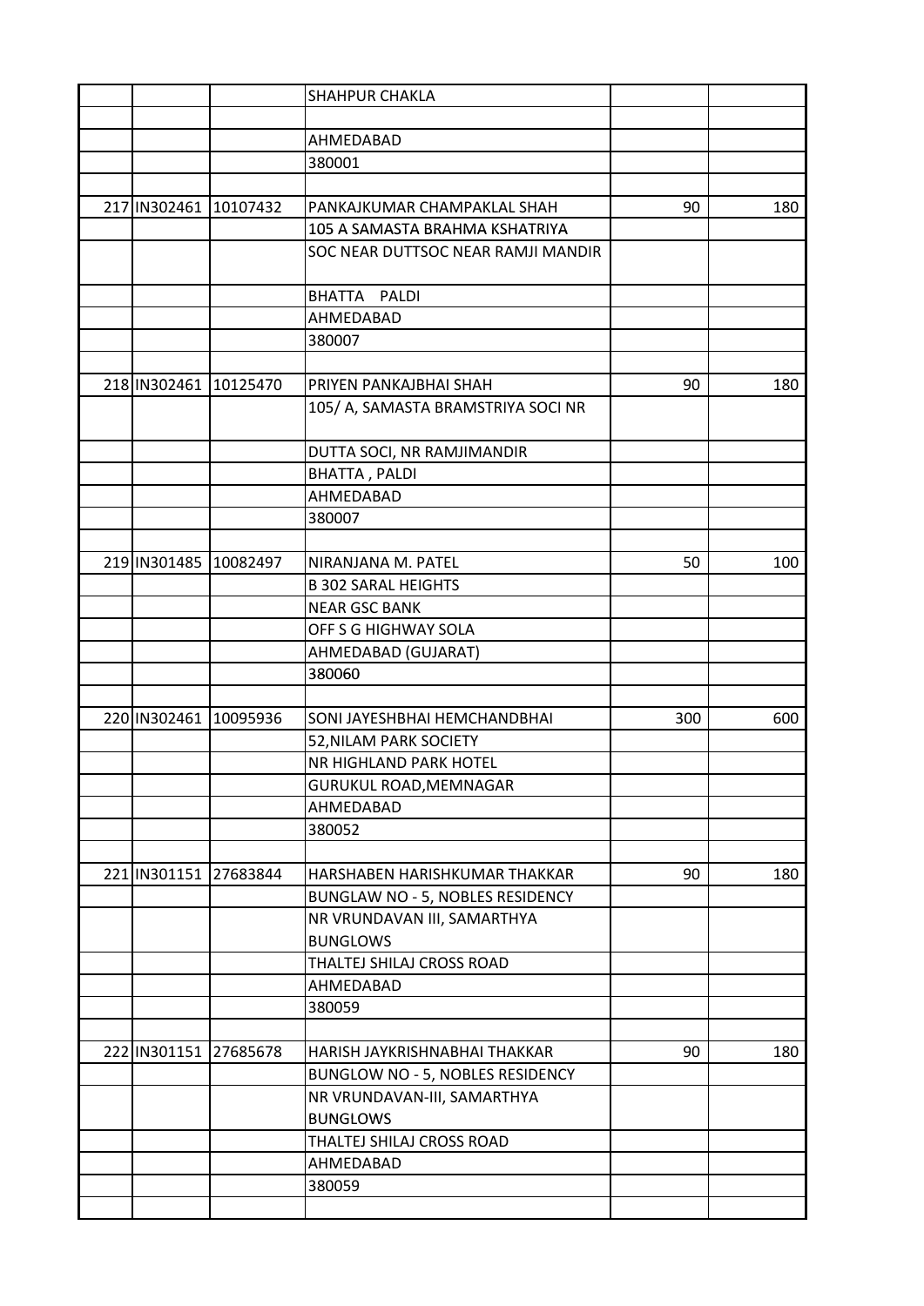| | | | | | |
|---|---|---|---|---|---|
| | | | SHAHPUR CHAKLA | | |
| | | | | | |
| | | | AHMEDABAD | | |
| | | | 380001 | | |
| | | | | | |
| 217 | IN302461 | 10107432 | PANKAJKUMAR CHAMPAKLAL SHAH | 90 | 180 |
| | | | 105 A SAMASTA BRAHMA KSHATRIYA | | |
| | | | SOC NEAR DUTTSOC NEAR RAMJI MANDIR | | |
| | | | BHATTA PALDI | | |
| | | | AHMEDABAD | | |
| | | | 380007 | | |
| | | | | | |
| 218 | IN302461 | 10125470 | PRIYEN PANKAJBHAI SHAH | 90 | 180 |
| | | | 105/ A, SAMASTA BRAMSTRIYA SOCI NR | | |
| | | | DUTTA SOCI, NR RAMJIMANDIR | | |
| | | | BHATTA , PALDI | | |
| | | | AHMEDABAD | | |
| | | | 380007 | | |
| | | | | | |
| 219 | IN301485 | 10082497 | NIRANJANA M. PATEL | 50 | 100 |
| | | | B 302 SARAL HEIGHTS | | |
| | | | NEAR GSC BANK | | |
| | | | OFF S G HIGHWAY SOLA | | |
| | | | AHMEDABAD (GUJARAT) | | |
| | | | 380060 | | |
| | | | | | |
| 220 | IN302461 | 10095936 | SONI JAYESHBHAI HEMCHANDBHAI | 300 | 600 |
| | | | 52,NILAM PARK SOCIETY | | |
| | | | NR HIGHLAND PARK HOTEL | | |
| | | | GURUKUL ROAD,MEMNAGAR | | |
| | | | AHMEDABAD | | |
| | | | 380052 | | |
| | | | | | |
| 221 | IN301151 | 27683844 | HARSHABEN HARISHKUMAR THAKKAR | 90 | 180 |
| | | | BUNGLAW NO - 5, NOBLES RESIDENCY | | |
| | | | NR VRUNDAVAN III, SAMARTHYA BUNGLOWS | | |
| | | | THALTEJ SHILAJ CROSS ROAD | | |
| | | | AHMEDABAD | | |
| | | | 380059 | | |
| | | | | | |
| 222 | IN301151 | 27685678 | HARISH JAYKRISHNABHAI THAKKAR | 90 | 180 |
| | | | BUNGLOW NO - 5, NOBLES RESIDENCY | | |
| | | | NR VRUNDAVAN-III, SAMARTHYA BUNGLOWS | | |
| | | | THALTEJ SHILAJ CROSS ROAD | | |
| | | | AHMEDABAD | | |
| | | | 380059 | | |
| | | | | | |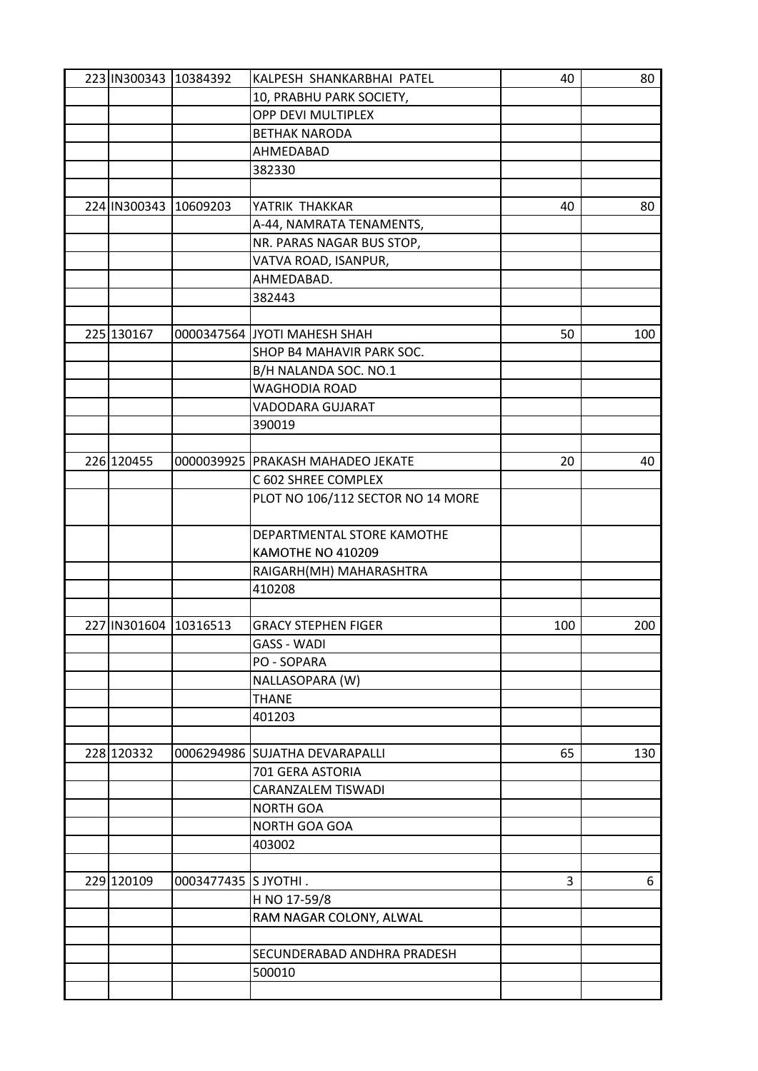| | | | | | |
|---|---|---|---|---|---|
| 223 | IN300343 | 10384392 | KALPESH SHANKARBHAI PATEL | 40 | 80 |
| | | | 10, PRABHU PARK SOCIETY, | | |
| | | | OPP DEVI MULTIPLEX | | |
| | | | BETHAK NARODA | | |
| | | | AHMEDABAD | | |
| | | | 382330 | | |
| | | | | | |
| 224 | IN300343 | 10609203 | YATRIK THAKKAR | 40 | 80 |
| | | | A-44, NAMRATA TENAMENTS, | | |
| | | | NR. PARAS NAGAR BUS STOP, | | |
| | | | VATVA ROAD, ISANPUR, | | |
| | | | AHMEDABAD. | | |
| | | | 382443 | | |
| | | | | | |
| 225 | 130167 | 0000347564 | JYOTI MAHESH SHAH | 50 | 100 |
| | | | SHOP B4 MAHAVIR PARK SOC. | | |
| | | | B/H NALANDA SOC. NO.1 | | |
| | | | WAGHODIA ROAD | | |
| | | | VADODARA GUJARAT | | |
| | | | 390019 | | |
| | | | | | |
| 226 | 120455 | 0000039925 | PRAKASH MAHADEO JEKATE | 20 | 40 |
| | | | C 602 SHREE COMPLEX | | |
| | | | PLOT NO 106/112 SECTOR NO 14 MORE | | |
| | | | DEPARTMENTAL STORE KAMOTHE KAMOTHE NO 410209 | | |
| | | | RAIGARH(MH) MAHARASHTRA | | |
| | | | 410208 | | |
| | | | | | |
| 227 | IN301604 | 10316513 | GRACY STEPHEN FIGER | 100 | 200 |
| | | | GASS - WADI | | |
| | | | PO - SOPARA | | |
| | | | NALLASOPARA (W) | | |
| | | | THANE | | |
| | | | 401203 | | |
| | | | | | |
| 228 | 120332 | 0006294986 | SUJATHA DEVARAPALLI | 65 | 130 |
| | | | 701 GERA ASTORIA | | |
| | | | CARANZALEM TISWADI | | |
| | | | NORTH GOA | | |
| | | | NORTH GOA GOA | | |
| | | | 403002 | | |
| | | | | | |
| 229 | 120109 | 0003477435 | S JYOTHI . | 3 | 6 |
| | | | H NO 17-59/8 | | |
| | | | RAM NAGAR COLONY, ALWAL | | |
| | | | | | |
| | | | SECUNDERABAD ANDHRA PRADESH | | |
| | | | 500010 | | |
| | | | | | |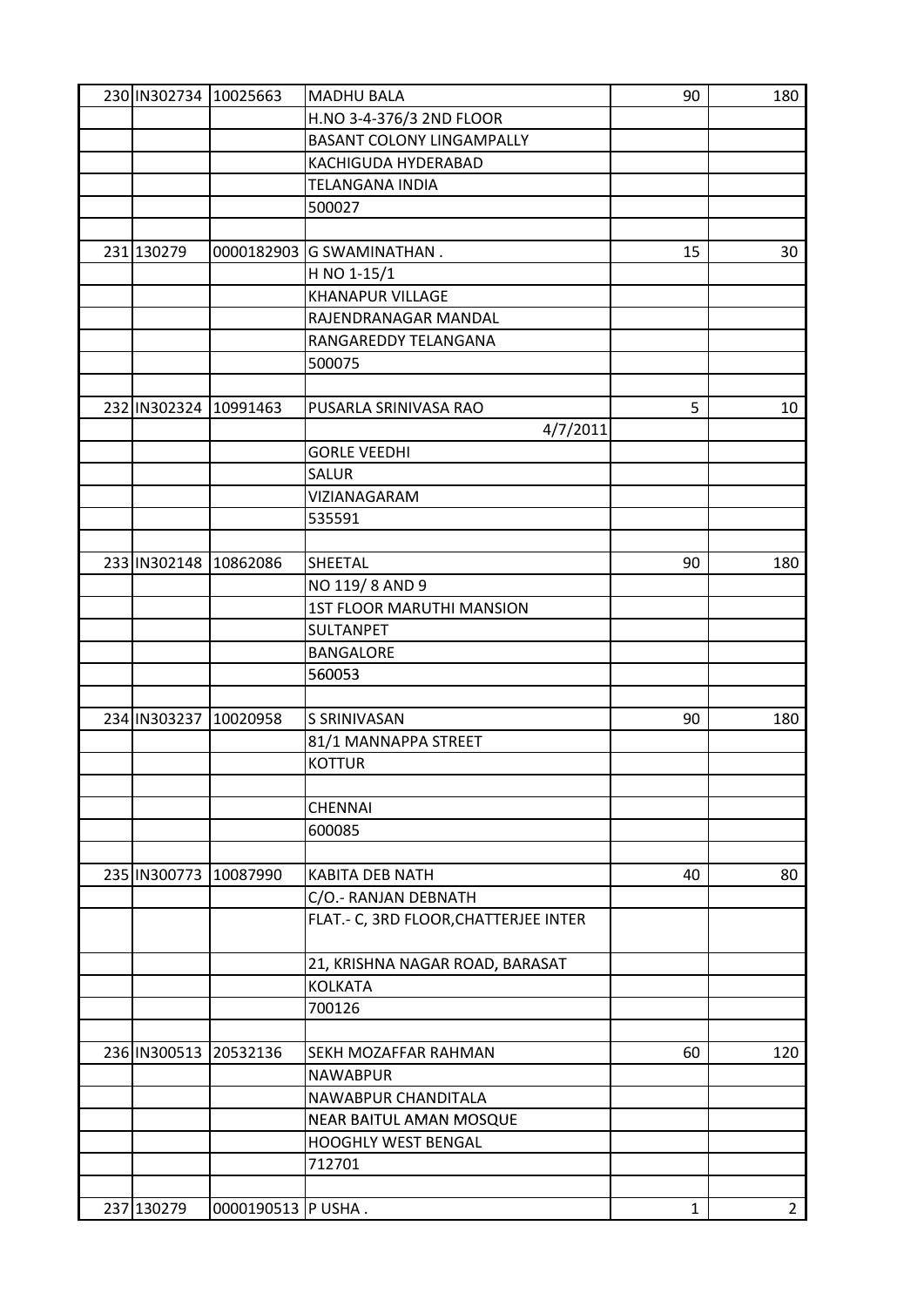| | | | | | |
|---|---|---|---|---|---|
| 230 | IN302734 | 10025663 | MADHU BALA | 90 | 180 |
| | | | H.NO 3-4-376/3 2ND FLOOR | | |
| | | | BASANT COLONY LINGAMPALLY | | |
| | | | KACHIGUDA HYDERABAD | | |
| | | | TELANGANA INDIA | | |
| | | | 500027 | | |
| | | | | | |
| 231 | 130279 | 0000182903 | G SWAMINATHAN . | 15 | 30 |
| | | | H NO 1-15/1 | | |
| | | | KHANAPUR VILLAGE | | |
| | | | RAJENDRANAGAR MANDAL | | |
| | | | RANGAREDDY TELANGANA | | |
| | | | 500075 | | |
| | | | | | |
| 232 | IN302324 | 10991463 | PUSARLA SRINIVASA RAO | 5 | 10 |
| | | | 4/7/2011 | | |
| | | | GORLE VEEDHI | | |
| | | | SALUR | | |
| | | | VIZIANAGARAM | | |
| | | | 535591 | | |
| | | | | | |
| 233 | IN302148 | 10862086 | SHEETAL | 90 | 180 |
| | | | NO 119/ 8 AND 9 | | |
| | | | 1ST FLOOR MARUTHI MANSION | | |
| | | | SULTANPET | | |
| | | | BANGALORE | | |
| | | | 560053 | | |
| | | | | | |
| 234 | IN303237 | 10020958 | S SRINIVASAN | 90 | 180 |
| | | | 81/1 MANNAPPA STREET | | |
| | | | KOTTUR | | |
| | | | | | |
| | | | CHENNAI | | |
| | | | 600085 | | |
| | | | | | |
| 235 | IN300773 | 10087990 | KABITA DEB NATH | 40 | 80 |
| | | | C/O.- RANJAN DEBNATH | | |
| | | | FLAT.- C, 3RD FLOOR,CHATTERJEE INTER | | |
| | | | 21, KRISHNA NAGAR ROAD, BARASAT | | |
| | | | KOLKATA | | |
| | | | 700126 | | |
| | | | | | |
| 236 | IN300513 | 20532136 | SEKH MOZAFFAR RAHMAN | 60 | 120 |
| | | | NAWABPUR | | |
| | | | NAWABPUR CHANDITALA | | |
| | | | NEAR BAITUL AMAN MOSQUE | | |
| | | | HOOGHLY WEST BENGAL | | |
| | | | 712701 | | |
| | | | | | |
| 237 | 130279 | 0000190513 | P USHA . | 1 | 2 |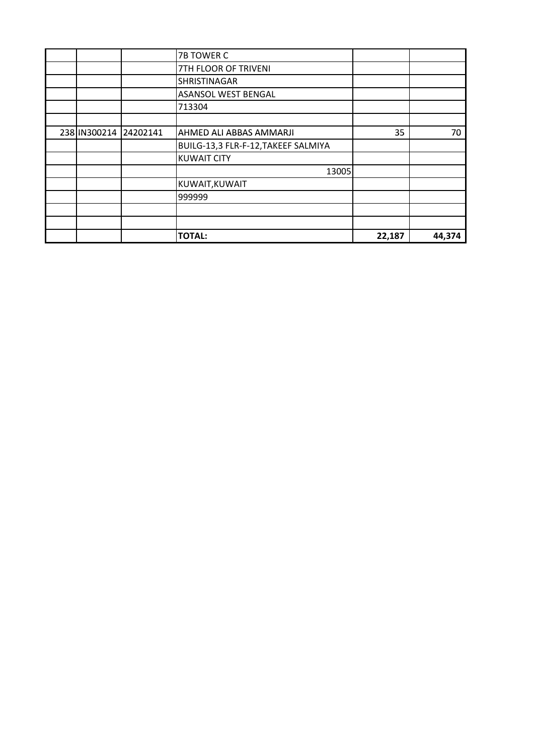| | | | | | |
|---|---|---|---|---|---|
| | | | 7B TOWER C | | |
| | | | 7TH FLOOR OF TRIVENI | | |
| | | | SHRISTINAGAR | | |
| | | | ASANSOL WEST BENGAL | | |
| | | | 713304 | | |
| | | | | | |
| 238 | IN300214 | 24202141 | AHMED ALI ABBAS AMMARJI | 35 | 70 |
| | | | BUILG-13,3 FLR-F-12,TAKEEF SALMIYA | | |
| | | | KUWAIT CITY | | |
| | | | 13005 | | |
| | | | KUWAIT,KUWAIT | | |
| | | | 999999 | | |
| | | | | | |
| | | | | | |
| | | | **TOTAL:** | **22,187** | **44,374** |